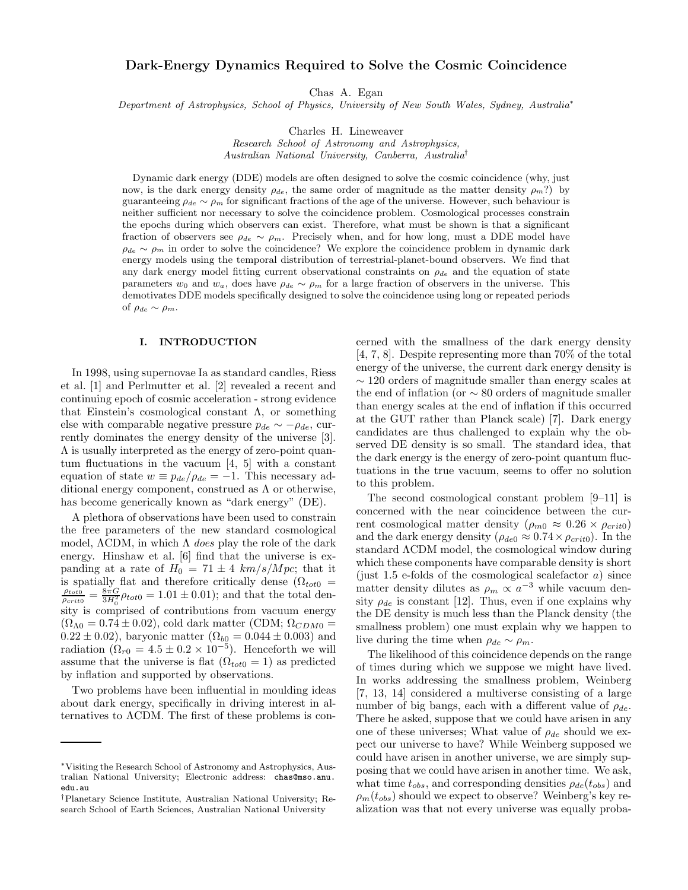// Dark-Energy Dynamics Required to Solve the Cosmic Coincidence

# Dark-Energy Dynamics Required to Solve the Cosmic Coincidence

Chas A. Egan

*Department of Astrophysics, School of Physics, University of New South Wales, Sydney, Australia*[*]

Charles H. Lineweaver

*Research School of Astronomy and Astrophysics, Australian National University, Canberra, Australia*[†]

Dynamic dark energy (DDE) models are often designed to solve the cosmic coincidence (why, just now, is the dark energy density $\rho_{de}$, the same order of magnitude as the matter density $\rho_m$?) by guaranteeing $\rho_{de} \sim \rho_m$ for significant fractions of the age of the universe. However, such behaviour is neither sufficient nor necessary to solve the coincidence problem. Cosmological processes constrain the epochs during which observers can exist. Therefore, what must be shown is that a significant fraction of observers see $\rho_{de} \sim \rho_m$. Precisely when, and for how long, must a DDE model have $\rho_{de} \sim \rho_m$ in order to solve the coincidence? We explore the coincidence problem in dynamic dark energy models using the temporal distribution of terrestrial-planet-bound observers. We find that any dark energy model fitting current observational constraints on $\rho_{de}$ and the equation of state parameters $w_0$ and $w_a$, does have $\rho_{de} \sim \rho_m$ for a large fraction of observers in the universe. This demotivates DDE models specifically designed to solve the coincidence using long or repeated periods of $\rho_{de} \sim \rho_m$.

## I. INTRODUCTION

In 1998, using supernovae Ia as standard candles, Riess et al. [1] and Perlmutter et al. [2] revealed a recent and continuing epoch of cosmic acceleration - strong evidence that Einstein's cosmological constant $\Lambda$, or something else with comparable negative pressure $p_{de} \sim -\rho_{de}$, currently dominates the energy density of the universe [3]. $\Lambda$ is usually interpreted as the energy of zero-point quantum fluctuations in the vacuum [4, 5] with a constant equation of state $w \equiv p_{de}/\rho_{de} = -1$. This necessary additional energy component, construed as $\Lambda$ or otherwise, has become generically known as "dark energy" (DE).

A plethora of observations have been used to constrain the free parameters of the new standard cosmological model, $\Lambda$CDM, in which $\Lambda$ *does* play the role of the dark energy. Hinshaw et al. [6] find that the universe is expanding at a rate of $H_0 = 71 \pm 4\ km/s/Mpc$; that it is spatially flat and therefore critically dense ($\Omega_{tot0} = \frac{\rho_{tot0}}{\rho_{crit0}} = \frac{8\pi G}{3H_0^2}\rho_{tot0} = 1.01 \pm 0.01$); and that the total density is comprised of contributions from vacuum energy ($\Omega_{\Lambda 0} = 0.74 \pm 0.02$), cold dark matter (CDM; $\Omega_{CDM0} = 0.22 \pm 0.02$), baryonic matter ($\Omega_{b0} = 0.044 \pm 0.003$) and radiation ($\Omega_{r0} = 4.5 \pm 0.2 \times 10^{-5}$). Henceforth we will assume that the universe is flat ($\Omega_{tot0} = 1$) as predicted by inflation and supported by observations.

Two problems have been influential in moulding ideas about dark energy, specifically in driving interest in alternatives to $\Lambda$CDM. The first of these problems is concerned with the smallness of the dark energy density [4, 7, 8]. Despite representing more than 70% of the total energy of the universe, the current dark energy density is $\sim 120$ orders of magnitude smaller than energy scales at the end of inflation (or $\sim 80$ orders of magnitude smaller than energy scales at the end of inflation if this occurred at the GUT rather than Planck scale) [7]. Dark energy candidates are thus challenged to explain why the observed DE density is so small. The standard idea, that the dark energy is the energy of zero-point quantum fluctuations in the true vacuum, seems to offer no solution to this problem.

The second cosmological constant problem [9–11] is concerned with the near coincidence between the current cosmological matter density ($\rho_{m0} \approx 0.26 \times \rho_{crit0}$) and the dark energy density ($\rho_{de0} \approx 0.74 \times \rho_{crit0}$). In the standard $\Lambda$CDM model, the cosmological window during which these components have comparable density is short (just 1.5 e-folds of the cosmological scalefactor $a$) since matter density dilutes as $\rho_m \propto a^{-3}$ while vacuum density $\rho_{de}$ is constant [12]. Thus, even if one explains why the DE density is much less than the Planck density (the smallness problem) one must explain why we happen to live during the time when $\rho_{de} \sim \rho_m$.

The likelihood of this coincidence depends on the range of times during which we suppose we might have lived. In works addressing the smallness problem, Weinberg [7, 13, 14] considered a multiverse consisting of a large number of big bangs, each with a different value of $\rho_{de}$. There he asked, suppose that we could have arisen in any one of these universes; What value of $\rho_{de}$ should we expect our universe to have? While Weinberg supposed we could have arisen in another universe, we are simply supposing that we could have arisen in another time. We ask, what time $t_{obs}$, and corresponding densities $\rho_{de}(t_{obs})$ and $\rho_m(t_{obs})$ should we expect to observe? Weinberg's key realization was that not every universe was equally proba-

[*] Visiting the Research School of Astronomy and Astrophysics, Australian National University; Electronic address: chas@mso.anu.edu.au

[†] Planetary Science Institute, Australian National University; Research School of Earth Sciences, Australian National University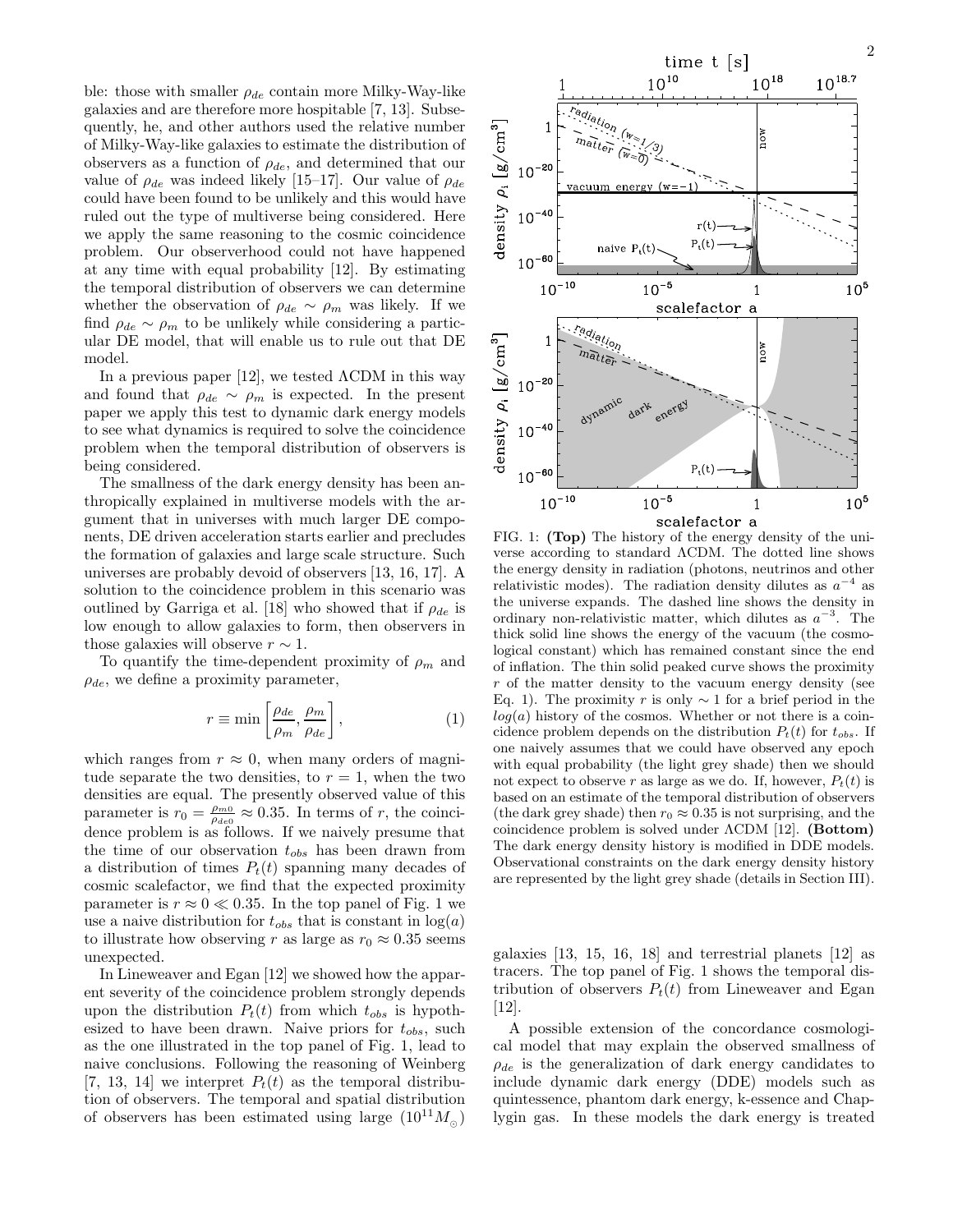ble: those with smaller $\rho_{de}$ contain more Milky-Way-like galaxies and are therefore more hospitable [7, 13]. Subsequently, he, and other authors used the relative number of Milky-Way-like galaxies to estimate the distribution of observers as a function of $\rho_{de}$, and determined that our value of $\rho_{de}$ was indeed likely [15–17]. Our value of $\rho_{de}$ could have been found to be unlikely and this would have ruled out the type of multiverse being considered. Here we apply the same reasoning to the cosmic coincidence problem. Our observerhood could not have happened at any time with equal probability [12]. By estimating the temporal distribution of observers we can determine whether the observation of $\rho_{de} \sim \rho_m$ was likely. If we find $\rho_{de} \sim \rho_m$ to be unlikely while considering a particular DE model, that will enable us to rule out that DE model.

In a previous paper [12], we tested ΛCDM in this way and found that $\rho_{de} \sim \rho_m$ is expected. In the present paper we apply this test to dynamic dark energy models to see what dynamics is required to solve the coincidence problem when the temporal distribution of observers is being considered.

The smallness of the dark energy density has been anthropically explained in multiverse models with the argument that in universes with much larger DE components, DE driven acceleration starts earlier and precludes the formation of galaxies and large scale structure. Such universes are probably devoid of observers [13, 16, 17]. A solution to the coincidence problem in this scenario was outlined by Garriga et al. [18] who showed that if $\rho_{de}$ is low enough to allow galaxies to form, then observers in those galaxies will observe $r \sim 1$.

To quantify the time-dependent proximity of $\rho_m$ and $\rho_{de}$, we define a proximity parameter,

$$r \equiv \min\left[\frac{\rho_{de}}{\rho_m}, \frac{\rho_m}{\rho_{de}}\right], \tag{1}$$

which ranges from $r \approx 0$, when many orders of magnitude separate the two densities, to $r = 1$, when the two densities are equal. The presently observed value of this parameter is $r_0 = \frac{\rho_{m0}}{\rho_{de0}} \approx 0.35$. In terms of $r$, the coincidence problem is as follows. If we naively presume that the time of our observation $t_{obs}$ has been drawn from a distribution of times $P_t(t)$ spanning many decades of cosmic scalefactor, we find that the expected proximity parameter is $r \approx 0 \ll 0.35$. In the top panel of Fig. 1 we use a naive distribution for $t_{obs}$ that is constant in $\log(a)$ to illustrate how observing $r$ as large as $r_0 \approx 0.35$ seems unexpected.

In Lineweaver and Egan [12] we showed how the apparent severity of the coincidence problem strongly depends upon the distribution $P_t(t)$ from which $t_{obs}$ is hypothesized to have been drawn. Naive priors for $t_{obs}$, such as the one illustrated in the top panel of Fig. 1, lead to naive conclusions. Following the reasoning of Weinberg [7, 13, 14] we interpret $P_t(t)$ as the temporal distribution of observers. The temporal and spatial distribution of observers has been estimated using large ($10^{11}M_\odot$) galaxies [13, 15, 16, 18] and terrestrial planets [12] as tracers. The top panel of Fig. 1 shows the temporal distribution of observers $P_t(t)$ from Lineweaver and Egan [12].

FIG. 1: **(Top)** The history of the energy density of the universe according to standard ΛCDM. The dotted line shows the energy density in radiation (photons, neutrinos and other relativistic modes). The radiation density dilutes as $a^{-4}$ as the universe expands. The dashed line shows the density in ordinary non-relativistic matter, which dilutes as $a^{-3}$. The thick solid line shows the energy of the vacuum (the cosmological constant) which has remained constant since the end of inflation. The thin solid peaked curve shows the proximity $r$ of the matter density to the vacuum energy density (see Eq. 1). The proximity $r$ is only $\sim 1$ for a brief period in the $log(a)$ history of the cosmos. Whether or not there is a coincidence problem depends on the distribution $P_t(t)$ for $t_{obs}$. If one naively assumes that we could have observed any epoch with equal probability (the light grey shade) then we should not expect to observe $r$ as large as we do. If, however, $P_t(t)$ is based on an estimate of the temporal distribution of observers (the dark grey shade) then $r_0 \approx 0.35$ is not surprising, and the coincidence problem is solved under ΛCDM [12]. **(Bottom)** The dark energy density history is modified in DDE models. Observational constraints on the dark energy density history are represented by the light grey shade (details in Section III).

A possible extension of the concordance cosmological model that may explain the observed smallness of $\rho_{de}$ is the generalization of dark energy candidates to include dynamic dark energy (DDE) models such as quintessence, phantom dark energy, k-essence and Chaplygin gas. In these models the dark energy is treated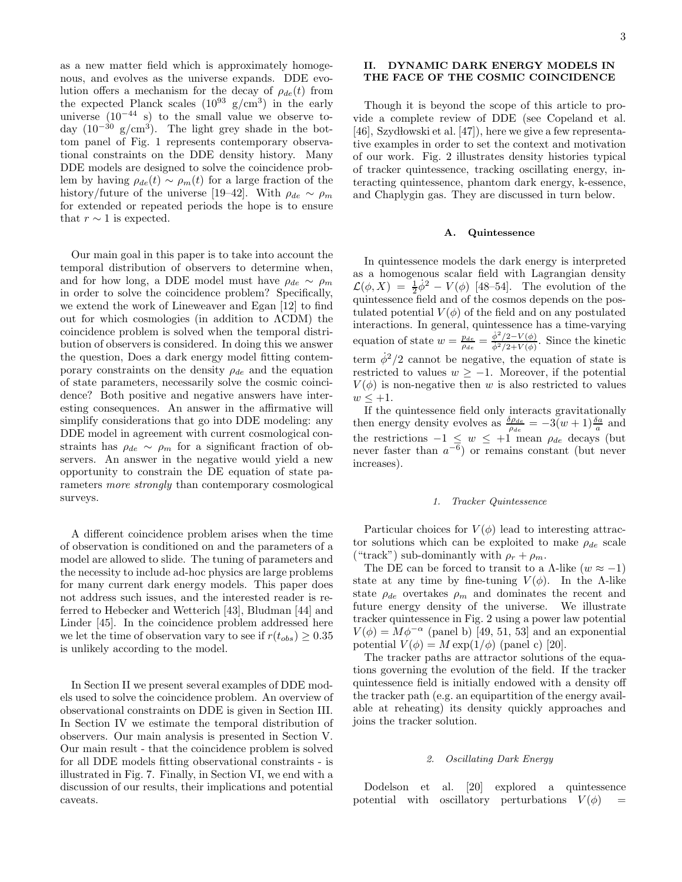as a new matter field which is approximately homogenous, and evolves as the universe expands. DDE evolution offers a mechanism for the decay of $\rho_{de}(t)$ from the expected Planck scales ($10^{93}$ g/cm$^3$) in the early universe ($10^{-44}$ s) to the small value we observe today ($10^{-30}$ g/cm$^3$). The light grey shade in the bottom panel of Fig. 1 represents contemporary observational constraints on the DDE density history. Many DDE models are designed to solve the coincidence problem by having $\rho_{de}(t) \sim \rho_m(t)$ for a large fraction of the history/future of the universe [19–42]. With $\rho_{de} \sim \rho_m$ for extended or repeated periods the hope is to ensure that $r \sim 1$ is expected.

Our main goal in this paper is to take into account the temporal distribution of observers to determine when, and for how long, a DDE model must have $\rho_{de} \sim \rho_m$ in order to solve the coincidence problem? Specifically, we extend the work of Lineweaver and Egan [12] to find out for which cosmologies (in addition to ΛCDM) the coincidence problem is solved when the temporal distribution of observers is considered. In doing this we answer the question, Does a dark energy model fitting contemporary constraints on the density $\rho_{de}$ and the equation of state parameters, necessarily solve the cosmic coincidence? Both positive and negative answers have interesting consequences. An answer in the affirmative will simplify considerations that go into DDE modeling: any DDE model in agreement with current cosmological constraints has $\rho_{de} \sim \rho_m$ for a significant fraction of observers. An answer in the negative would yield a new opportunity to constrain the DE equation of state parameters *more strongly* than contemporary cosmological surveys.

A different coincidence problem arises when the time of observation is conditioned on and the parameters of a model are allowed to slide. The tuning of parameters and the necessity to include ad-hoc physics are large problems for many current dark energy models. This paper does not address such issues, and the interested reader is referred to Hebecker and Wetterich [43], Bludman [44] and Linder [45]. In the coincidence problem addressed here we let the time of observation vary to see if $r(t_{obs}) \geq 0.35$ is unlikely according to the model.

In Section II we present several examples of DDE models used to solve the coincidence problem. An overview of observational constraints on DDE is given in Section III. In Section IV we estimate the temporal distribution of observers. Our main analysis is presented in Section V. Our main result - that the coincidence problem is solved for all DDE models fitting observational constraints - is illustrated in Fig. 7. Finally, in Section VI, we end with a discussion of our results, their implications and potential caveats.

## II. DYNAMIC DARK ENERGY MODELS IN THE FACE OF THE COSMIC COINCIDENCE

Though it is beyond the scope of this article to provide a complete review of DDE (see Copeland et al. [46], Szydłowski et al. [47]), here we give a few representative examples in order to set the context and motivation of our work. Fig. 2 illustrates density histories typical of tracker quintessence, tracking oscillating energy, interacting quintessence, phantom dark energy, k-essence, and Chaplygin gas. They are discussed in turn below.

### A. Quintessence

In quintessence models the dark energy is interpreted as a homogenous scalar field with Lagrangian density $\mathcal{L}(\phi, X) = \frac{1}{2}\dot{\phi}^2 - V(\phi)$ [48–54]. The evolution of the quintessence field and of the cosmos depends on the postulated potential $V(\phi)$ of the field and on any postulated interactions. In general, quintessence has a time-varying equation of state $w = \frac{p_{de}}{\rho_{de}} = \frac{\dot{\phi}^2/2 - V(\phi)}{\dot{\phi}^2/2 + V(\phi)}$. Since the kinetic term $\dot{\phi}^2/2$ cannot be negative, the equation of state is restricted to values $w \geq -1$. Moreover, if the potential $V(\phi)$ is non-negative then $w$ is also restricted to values $w \leq +1$.

If the quintessence field only interacts gravitationally then energy density evolves as $\frac{\delta\rho_{de}}{\rho_{de}} = -3(w+1)\frac{\delta a}{a}$ and the restrictions $-1 \leq w \leq +1$ mean $\rho_{de}$ decays (but never faster than $a^{-6}$) or remains constant (but never increases).

#### *1. Tracker Quintessence*

Particular choices for $V(\phi)$ lead to interesting attractor solutions which can be exploited to make $\rho_{de}$ scale ("track") sub-dominantly with $\rho_r + \rho_m$.

The DE can be forced to transit to a Λ-like ($w \approx -1$) state at any time by fine-tuning $V(\phi)$. In the Λ-like state $\rho_{de}$ overtakes $\rho_m$ and dominates the recent and future energy density of the universe. We illustrate tracker quintessence in Fig. 2 using a power law potential $V(\phi) = M\phi^{-\alpha}$ (panel b) [49, 51, 53] and an exponential potential $V(\phi) = M\exp(1/\phi)$ (panel c) [20].

The tracker paths are attractor solutions of the equations governing the evolution of the field. If the tracker quintessence field is initially endowed with a density off the tracker path (e.g. an equipartition of the energy available at reheating) its density quickly approaches and joins the tracker solution.

#### *2. Oscillating Dark Energy*

Dodelson et al. [20] explored a quintessence potential with oscillatory perturbations $V(\phi) =$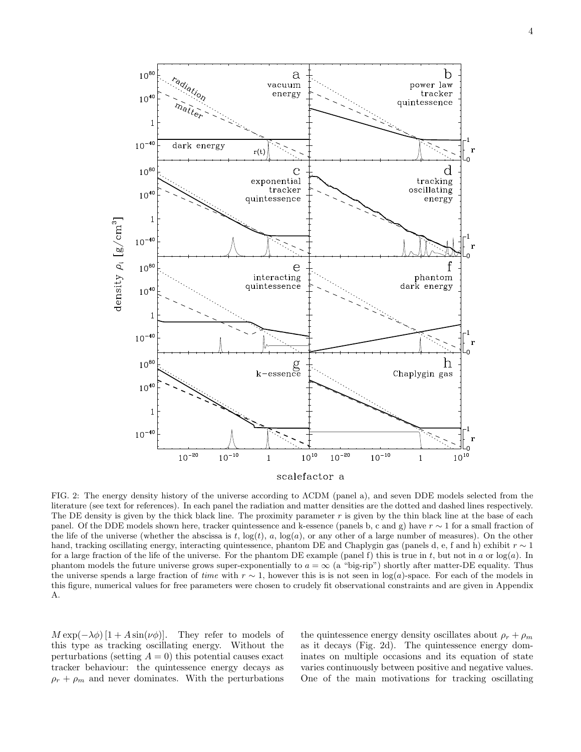FIG. 2: The energy density history of the universe according to ΛCDM (panel a), and seven DDE models selected from the literature (see text for references). In each panel the radiation and matter densities are the dotted and dashed lines respectively. The DE density is given by the thick black line. The proximity parameter $r$ is given by the thin black line at the base of each panel. Of the DDE models shown here, tracker quintessence and k-essence (panels b, c and g) have $r \sim 1$ for a small fraction of the life of the universe (whether the abscissa is $t$, $\log(t)$, $a$, $\log(a)$, or any other of a large number of measures). On the other hand, tracking oscillating energy, interacting quintessence, phantom DE and Chaplygin gas (panels d, e, f and h) exhibit $r \sim 1$ for a large fraction of the life of the universe. For the phantom DE example (panel f) this is true in $t$, but not in $a$ or $\log(a)$. In phantom models the future universe grows super-exponentially to $a = \infty$ (a "big-rip") shortly after matter-DE equality. Thus the universe spends a large fraction of *time* with $r \sim 1$, however this is is not seen in $\log(a)$-space. For each of the models in this figure, numerical values for free parameters were chosen to crudely fit observational constraints and are given in Appendix A.

$M \exp(-\lambda\phi)\,[1 + A\sin(\nu\phi)]$. They refer to models of this type as tracking oscillating energy. Without the perturbations (setting $A = 0$) this potential causes exact tracker behaviour: the quintessence energy decays as $\rho_r + \rho_m$ and never dominates. With the perturbations the quintessence energy density oscillates about $\rho_r + \rho_m$ as it decays (Fig. 2d). The quintessence energy dominates on multiple occasions and its equation of state varies continuously between positive and negative values. One of the main motivations for tracking oscillating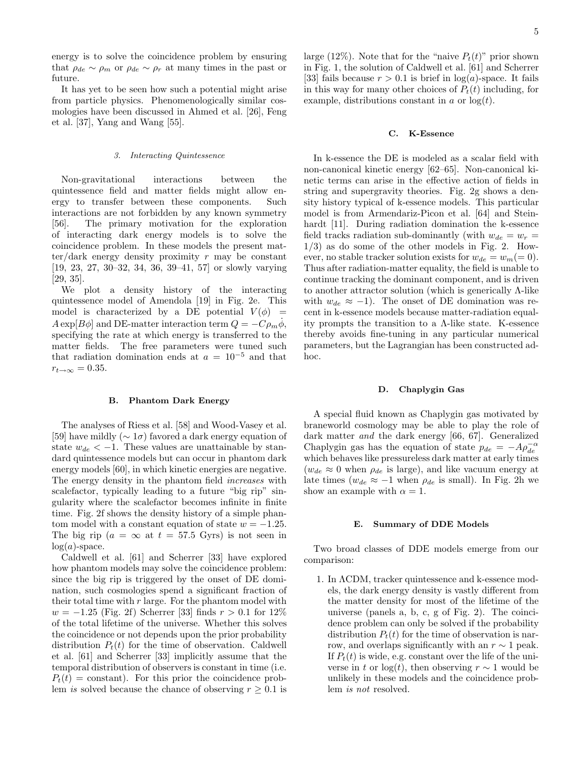energy is to solve the coincidence problem by ensuring that $\rho_{de} \sim \rho_m$ or $\rho_{de} \sim \rho_r$ at many times in the past or future.

It has yet to be seen how such a potential might arise from particle physics. Phenomenologically similar cosmologies have been discussed in Ahmed et al. [26], Feng et al. [37], Yang and Wang [55].

#### *3. Interacting Quintessence*

Non-gravitational interactions between the quintessence field and matter fields might allow energy to transfer between these components. Such interactions are not forbidden by any known symmetry [56]. The primary motivation for the exploration of interacting dark energy models is to solve the coincidence problem. In these models the present matter/dark energy density proximity $r$ may be constant [19, 23, 27, 30–32, 34, 36, 39–41, 57] or slowly varying [29, 35].

We plot a density history of the interacting quintessence model of Amendola [19] in Fig. 2e. This model is characterized by a DE potential $V(\phi) = A\exp[B\phi]$ and DE-matter interaction term $Q = -C\rho_m\dot{\phi}$, specifying the rate at which energy is transferred to the matter fields. The free parameters were tuned such that radiation domination ends at $a = 10^{-5}$ and that $r_{t\to\infty} = 0.35$.

### B. Phantom Dark Energy

The analyses of Riess et al. [58] and Wood-Vasey et al. [59] have mildly ($\sim 1\sigma$) favored a dark energy equation of state $w_{de} < -1$. These values are unattainable by standard quintessence models but can occur in phantom dark energy models [60], in which kinetic energies are negative. The energy density in the phantom field *increases* with scalefactor, typically leading to a future "big rip" singularity where the scalefactor becomes infinite in finite time. Fig. 2f shows the density history of a simple phantom model with a constant equation of state $w = -1.25$. The big rip ($a = \infty$ at $t = 57.5$ Gyrs) is not seen in $\log(a)$-space.

Caldwell et al. [61] and Scherrer [33] have explored how phantom models may solve the coincidence problem: since the big rip is triggered by the onset of DE domination, such cosmologies spend a significant fraction of their total time with $r$ large. For the phantom model with $w = -1.25$ (Fig. 2f) Scherrer [33] finds $r > 0.1$ for 12% of the total lifetime of the universe. Whether this solves the coincidence or not depends upon the prior probability distribution $P_t(t)$ for the time of observation. Caldwell et al. [61] and Scherrer [33] implicitly assume that the temporal distribution of observers is constant in time (i.e. $P_t(t) = $ constant). For this prior the coincidence problem *is* solved because the chance of observing $r \geq 0.1$ is large (12%). Note that for the "naive $P_t(t)$" prior shown in Fig. 1, the solution of Caldwell et al. [61] and Scherrer [33] fails because $r > 0.1$ is brief in $\log(a)$-space. It fails in this way for many other choices of $P_t(t)$ including, for example, distributions constant in $a$ or $\log(t)$.

### C. K-Essence

In k-essence the DE is modeled as a scalar field with non-canonical kinetic energy [62–65]. Non-canonical kinetic terms can arise in the effective action of fields in string and supergravity theories. Fig. 2g shows a density history typical of k-essence models. This particular model is from Armendariz-Picon et al. [64] and Steinhardt [11]. During radiation domination the k-essence field tracks radiation sub-dominantly (with $w_{de} = w_r = 1/3$) as do some of the other models in Fig. 2. However, no stable tracker solution exists for $w_{de} = w_m(= 0)$. Thus after radiation-matter equality, the field is unable to continue tracking the dominant component, and is driven to another attractor solution (which is generically $\Lambda$-like with $w_{de} \approx -1$). The onset of DE domination was recent in k-essence models because matter-radiation equality prompts the transition to a $\Lambda$-like state. K-essence thereby avoids fine-tuning in any particular numerical parameters, but the Lagrangian has been constructed adhoc.

### D. Chaplygin Gas

A special fluid known as Chaplygin gas motivated by braneworld cosmology may be able to play the role of dark matter *and* the dark energy [66, 67]. Generalized Chaplygin gas has the equation of state $p_{de} = -A\rho_{de}^{-\alpha}$ which behaves like pressureless dark matter at early times ($w_{de} \approx 0$ when $\rho_{de}$ is large), and like vacuum energy at late times ($w_{de} \approx -1$ when $\rho_{de}$ is small). In Fig. 2h we show an example with $\alpha = 1$.

### E. Summary of DDE Models

Two broad classes of DDE models emerge from our comparison:

1. In $\Lambda$CDM, tracker quintessence and k-essence models, the dark energy density is vastly different from the matter density for most of the lifetime of the universe (panels a, b, c, g of Fig. 2). The coincidence problem can only be solved if the probability distribution $P_t(t)$ for the time of observation is narrow, and overlaps significantly with an $r \sim 1$ peak. If $P_t(t)$ is wide, e.g. constant over the life of the universe in $t$ or $\log(t)$, then observing $r \sim 1$ would be unlikely in these models and the coincidence problem *is not* resolved.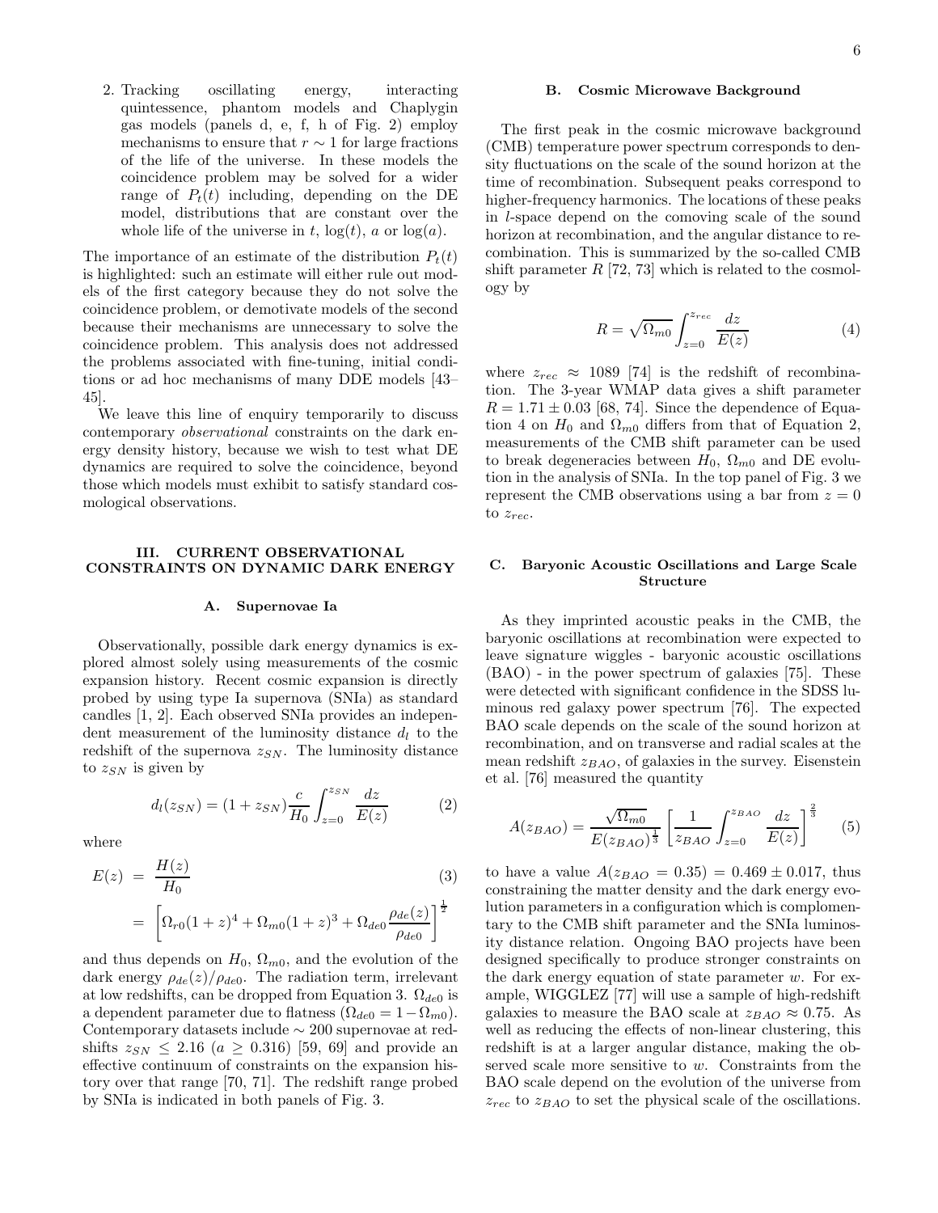2. Tracking oscillating energy, interacting quintessence, phantom models and Chaplygin gas models (panels d, e, f, h of Fig. 2) employ mechanisms to ensure that $r \sim 1$ for large fractions of the life of the universe. In these models the coincidence problem may be solved for a wider range of $P_t(t)$ including, depending on the DE model, distributions that are constant over the whole life of the universe in $t$, $\log(t)$, $a$ or $\log(a)$.

The importance of an estimate of the distribution $P_t(t)$ is highlighted: such an estimate will either rule out models of the first category because they do not solve the coincidence problem, or demotivate models of the second because their mechanisms are unnecessary to solve the coincidence problem. This analysis does not addressed the problems associated with fine-tuning, initial conditions or ad hoc mechanisms of many DDE models [43–45].

We leave this line of enquiry temporarily to discuss contemporary *observational* constraints on the dark energy density history, because we wish to test what DE dynamics are required to solve the coincidence, beyond those which models must exhibit to satisfy standard cosmological observations.

## III. CURRENT OBSERVATIONAL CONSTRAINTS ON DYNAMIC DARK ENERGY

### A. Supernovae Ia

Observationally, possible dark energy dynamics is explored almost solely using measurements of the cosmic expansion history. Recent cosmic expansion is directly probed by using type Ia supernova (SNIa) as standard candles [1, 2]. Each observed SNIa provides an independent measurement of the luminosity distance $d_l$ to the redshift of the supernova $z_{SN}$. The luminosity distance to $z_{SN}$ is given by

$$d_l(z_{SN}) = (1 + z_{SN})\frac{c}{H_0}\int_{z=0}^{z_{SN}} \frac{dz}{E(z)} \tag{2}$$

where

$$\begin{aligned} E(z) &= \frac{H(z)}{H_0} \\ &= \left[\Omega_{r0}(1+z)^4 + \Omega_{m0}(1+z)^3 + \Omega_{de0}\frac{\rho_{de}(z)}{\rho_{de0}}\right]^{\frac{1}{2}} \end{aligned} \tag{3}$$

and thus depends on $H_0$, $\Omega_{m0}$, and the evolution of the dark energy $\rho_{de}(z)/\rho_{de0}$. The radiation term, irrelevant at low redshifts, can be dropped from Equation 3. $\Omega_{de0}$ is a dependent parameter due to flatness ($\Omega_{de0} = 1 - \Omega_{m0}$). Contemporary datasets include $\sim 200$ supernovae at redshifts $z_{SN} \leq 2.16$ ($a \geq 0.316$) [59, 69] and provide an effective continuum of constraints on the expansion history over that range [70, 71]. The redshift range probed by SNIa is indicated in both panels of Fig. 3.

### B. Cosmic Microwave Background

The first peak in the cosmic microwave background (CMB) temperature power spectrum corresponds to density fluctuations on the scale of the sound horizon at the time of recombination. Subsequent peaks correspond to higher-frequency harmonics. The locations of these peaks in $l$-space depend on the comoving scale of the sound horizon at recombination, and the angular distance to recombination. This is summarized by the so-called CMB shift parameter $R$ [72, 73] which is related to the cosmology by

$$R = \sqrt{\Omega_{m0}}\int_{z=0}^{z_{rec}} \frac{dz}{E(z)} \tag{4}$$

where $z_{rec} \approx 1089$ [74] is the redshift of recombination. The 3-year WMAP data gives a shift parameter $R = 1.71 \pm 0.03$ [68, 74]. Since the dependence of Equation 4 on $H_0$ and $\Omega_{m0}$ differs from that of Equation 2, measurements of the CMB shift parameter can be used to break degeneracies between $H_0$, $\Omega_{m0}$ and DE evolution in the analysis of SNIa. In the top panel of Fig. 3 we represent the CMB observations using a bar from $z = 0$ to $z_{rec}$.

### C. Baryonic Acoustic Oscillations and Large Scale Structure

As they imprinted acoustic peaks in the CMB, the baryonic oscillations at recombination were expected to leave signature wiggles - baryonic acoustic oscillations (BAO) - in the power spectrum of galaxies [75]. These were detected with significant confidence in the SDSS luminous red galaxy power spectrum [76]. The expected BAO scale depends on the scale of the sound horizon at recombination, and on transverse and radial scales at the mean redshift $z_{BAO}$, of galaxies in the survey. Eisenstein et al. [76] measured the quantity

$$A(z_{BAO}) = \frac{\sqrt{\Omega_{m0}}}{E(z_{BAO})^{\frac{1}{3}}}\left[\frac{1}{z_{BAO}}\int_{z=0}^{z_{BAO}} \frac{dz}{E(z)}\right]^{\frac{2}{3}} \tag{5}$$

to have a value $A(z_{BAO} = 0.35) = 0.469 \pm 0.017$, thus constraining the matter density and the dark energy evolution parameters in a configuration which is complementary to the CMB shift parameter and the SNIa luminosity distance relation. Ongoing BAO projects have been designed specifically to produce stronger constraints on the dark energy equation of state parameter $w$. For example, WIGGLEZ [77] will use a sample of high-redshift galaxies to measure the BAO scale at $z_{BAO} \approx 0.75$. As well as reducing the effects of non-linear clustering, this redshift is at a larger angular distance, making the observed scale more sensitive to $w$. Constraints from the BAO scale depend on the evolution of the universe from $z_{rec}$ to $z_{BAO}$ to set the physical scale of the oscillations.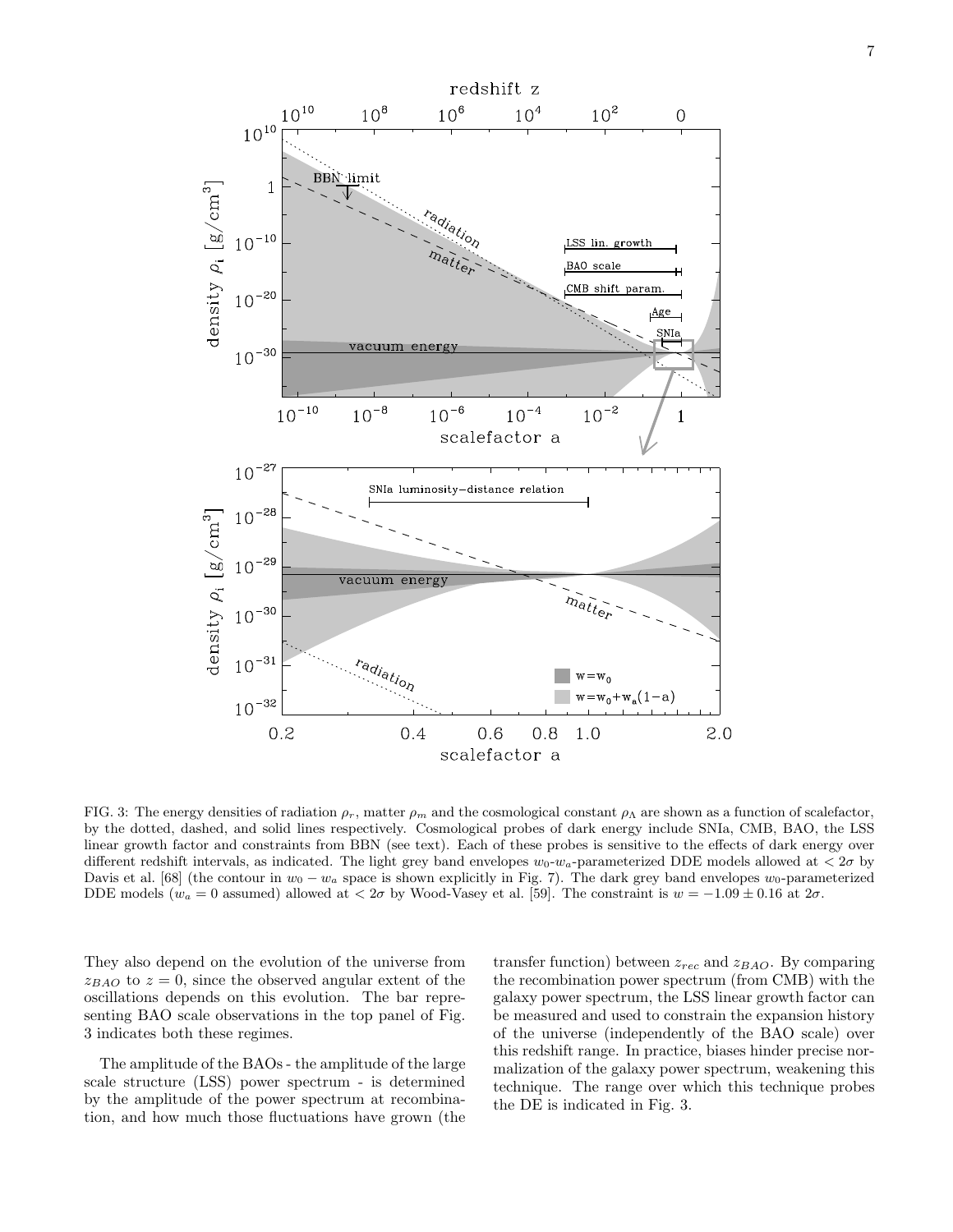FIG. 3: The energy densities of radiation $\rho_r$, matter $\rho_m$ and the cosmological constant $\rho_\Lambda$ are shown as a function of scalefactor, by the dotted, dashed, and solid lines respectively. Cosmological probes of dark energy include SNIa, CMB, BAO, the LSS linear growth factor and constraints from BBN (see text). Each of these probes is sensitive to the effects of dark energy over different redshift intervals, as indicated. The light grey band envelopes $w_0$-$w_a$-parameterized DDE models allowed at $< 2\sigma$ by Davis et al. [68] (the contour in $w_0 - w_a$ space is shown explicitly in Fig. 7). The dark grey band envelopes $w_0$-parameterized DDE models ($w_a = 0$ assumed) allowed at $< 2\sigma$ by Wood-Vasey et al. [59]. The constraint is $w = -1.09 \pm 0.16$ at $2\sigma$.

They also depend on the evolution of the universe from $z_{BAO}$ to $z = 0$, since the observed angular extent of the oscillations depends on this evolution. The bar representing BAO scale observations in the top panel of Fig. 3 indicates both these regimes.

The amplitude of the BAOs - the amplitude of the large scale structure (LSS) power spectrum - is determined by the amplitude of the power spectrum at recombination, and how much those fluctuations have grown (the transfer function) between $z_{rec}$ and $z_{BAO}$. By comparing the recombination power spectrum (from CMB) with the galaxy power spectrum, the LSS linear growth factor can be measured and used to constrain the expansion history of the universe (independently of the BAO scale) over this redshift range. In practice, biases hinder precise normalization of the galaxy power spectrum, weakening this technique. The range over which this technique probes the DE is indicated in Fig. 3.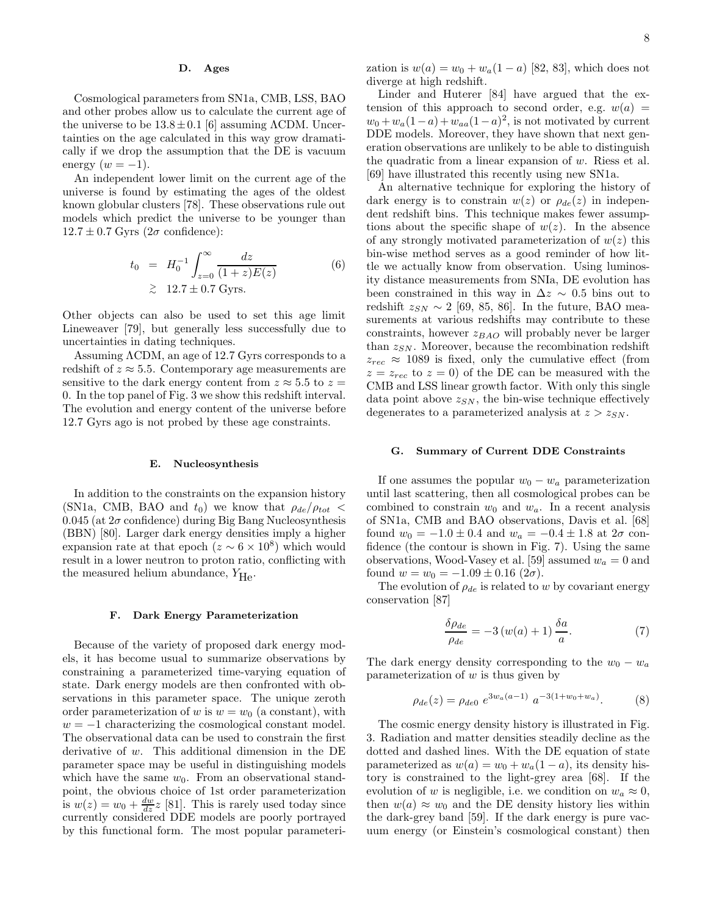### D. Ages

Cosmological parameters from SN1a, CMB, LSS, BAO and other probes allow us to calculate the current age of the universe to be $13.8 \pm 0.1$ [6] assuming ΛCDM. Uncertainties on the age calculated in this way grow dramatically if we drop the assumption that the DE is vacuum energy ($w = -1$).

An independent lower limit on the current age of the universe is found by estimating the ages of the oldest known globular clusters [78]. These observations rule out models which predict the universe to be younger than $12.7 \pm 0.7$ Gyrs ($2\sigma$ confidence):

$$
\begin{aligned}
t_0 &= H_0^{-1} \int_{z=0}^{\infty} \frac{dz}{(1+z)E(z)} \qquad (6)\\
&\gtrsim 12.7 \pm 0.7 \text{ Gyrs.}
\end{aligned}
$$

Other objects can also be used to set this age limit Lineweaver [79], but generally less successfully due to uncertainties in dating techniques.

Assuming ΛCDM, an age of 12.7 Gyrs corresponds to a redshift of $z \approx 5.5$. Contemporary age measurements are sensitive to the dark energy content from $z \approx 5.5$ to $z = 0$. In the top panel of Fig. 3 we show this redshift interval. The evolution and energy content of the universe before 12.7 Gyrs ago is not probed by these age constraints.

### E. Nucleosynthesis

In addition to the constraints on the expansion history (SN1a, CMB, BAO and $t_0$) we know that $\rho_{de}/\rho_{tot} < 0.045$ (at $2\sigma$ confidence) during Big Bang Nucleosynthesis (BBN) [80]. Larger dark energy densities imply a higher expansion rate at that epoch ($z \sim 6 \times 10^8$) which would result in a lower neutron to proton ratio, conflicting with the measured helium abundance, $Y_{\text{He}}$.

### F. Dark Energy Parameterization

Because of the variety of proposed dark energy models, it has become usual to summarize observations by constraining a parameterized time-varying equation of state. Dark energy models are then confronted with observations in this parameter space. The unique zeroth order parameterization of $w$ is $w = w_0$ (a constant), with $w = -1$ characterizing the cosmological constant model. The observational data can be used to constrain the first derivative of $w$. This additional dimension in the DE parameter space may be useful in distinguishing models which have the same $w_0$. From an observational standpoint, the obvious choice of 1st order parameterization is $w(z) = w_0 + \frac{dw}{dz} z$ [81]. This is rarely used today since currently considered DDE models are poorly portrayed by this functional form. The most popular parameterization is $w(a) = w_0 + w_a(1-a)$ [82, 83], which does not diverge at high redshift.

Linder and Huterer [84] have argued that the extension of this approach to second order, e.g. $w(a) = w_0 + w_a(1-a) + w_{aa}(1-a)^2$, is not motivated by current DDE models. Moreover, they have shown that next generation observations are unlikely to be able to distinguish the quadratic from a linear expansion of $w$. Riess et al. [69] have illustrated this recently using new SN1a.

An alternative technique for exploring the history of dark energy is to constrain $w(z)$ or $\rho_{de}(z)$ in independent redshift bins. This technique makes fewer assumptions about the specific shape of $w(z)$. In the absence of any strongly motivated parameterization of $w(z)$ this bin-wise method serves as a good reminder of how little we actually know from observation. Using luminosity distance measurements from SNIa, DE evolution has been constrained in this way in $\Delta z \sim 0.5$ bins out to redshift $z_{SN} \sim 2$ [69, 85, 86]. In the future, BAO measurements at various redshifts may contribute to these constraints, however $z_{BAO}$ will probably never be larger than $z_{SN}$. Moreover, because the recombination redshift $z_{rec} \approx 1089$ is fixed, only the cumulative effect (from $z = z_{rec}$ to $z = 0$) of the DE can be measured with the CMB and LSS linear growth factor. With only this single data point above $z_{SN}$, the bin-wise technique effectively degenerates to a parameterized analysis at $z > z_{SN}$.

### G. Summary of Current DDE Constraints

If one assumes the popular $w_0 - w_a$ parameterization until last scattering, then all cosmological probes can be combined to constrain $w_0$ and $w_a$. In a recent analysis of SN1a, CMB and BAO observations, Davis et al. [68] found $w_0 = -1.0 \pm 0.4$ and $w_a = -0.4 \pm 1.8$ at $2\sigma$ confidence (the contour is shown in Fig. 7). Using the same observations, Wood-Vasey et al. [59] assumed $w_a = 0$ and found $w = w_0 = -1.09 \pm 0.16$ ($2\sigma$).

The evolution of $\rho_{de}$ is related to $w$ by covariant energy conservation [87]

$$
\frac{\delta \rho_{de}}{\rho_{de}} = -3\left(w(a) + 1\right)\frac{\delta a}{a}. \qquad (7)
$$

The dark energy density corresponding to the $w_0 - w_a$ parameterization of $w$ is thus given by

$$
\rho_{de}(z) = \rho_{de0}\; e^{3w_a(a-1)}\; a^{-3(1+w_0+w_a)}. \qquad (8)
$$

The cosmic energy density history is illustrated in Fig. 3. Radiation and matter densities steadily decline as the dotted and dashed lines. With the DE equation of state parameterized as $w(a) = w_0 + w_a(1-a)$, its density history is constrained to the light-grey area [68]. If the evolution of $w$ is negligible, i.e. we condition on $w_a \approx 0$, then $w(a) \approx w_0$ and the DE density history lies within the dark-grey band [59]. If the dark energy is pure vacuum energy (or Einstein's cosmological constant) then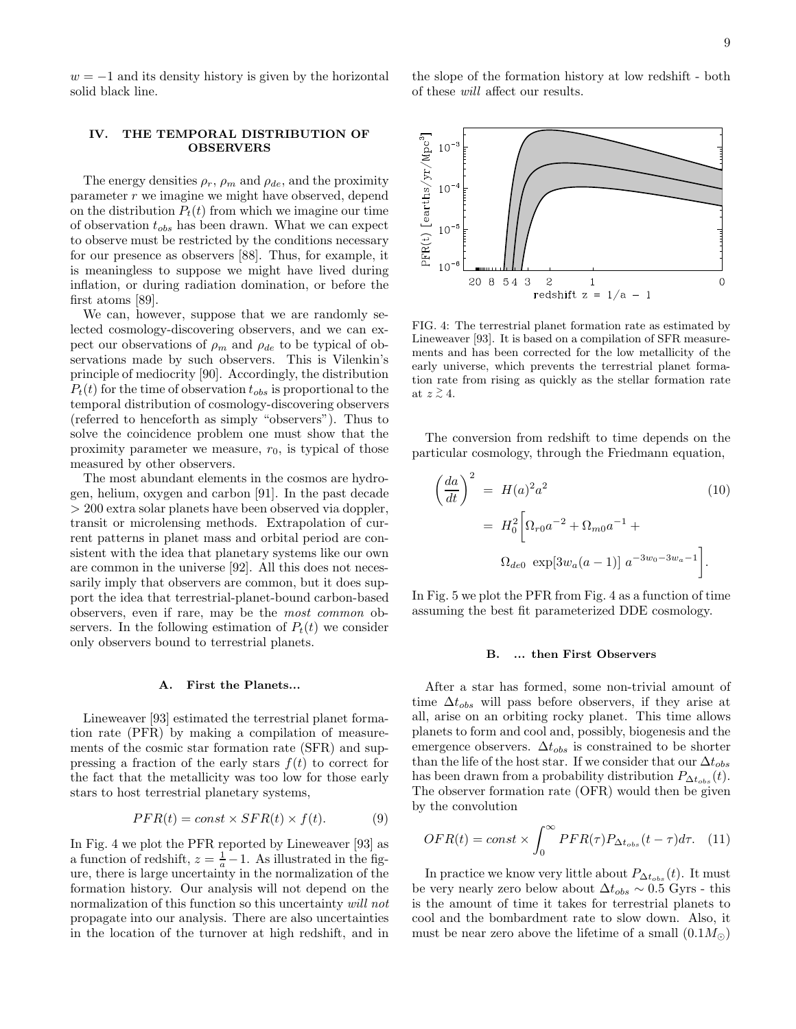$w = -1$ and its density history is given by the horizontal solid black line.

## IV. THE TEMPORAL DISTRIBUTION OF OBSERVERS

The energy densities $\rho_r$, $\rho_m$ and $\rho_{de}$, and the proximity parameter $r$ we imagine we might have observed, depend on the distribution $P_t(t)$ from which we imagine our time of observation $t_{obs}$ has been drawn. What we can expect to observe must be restricted by the conditions necessary for our presence as observers [88]. Thus, for example, it is meaningless to suppose we might have lived during inflation, or during radiation domination, or before the first atoms [89].

We can, however, suppose that we are randomly selected cosmology-discovering observers, and we can expect our observations of $\rho_m$ and $\rho_{de}$ to be typical of observations made by such observers. This is Vilenkin's principle of mediocrity [90]. Accordingly, the distribution $P_t(t)$ for the time of observation $t_{obs}$ is proportional to the temporal distribution of cosmology-discovering observers (referred to henceforth as simply "observers"). Thus to solve the coincidence problem one must show that the proximity parameter we measure, $r_0$, is typical of those measured by other observers.

The most abundant elements in the cosmos are hydrogen, helium, oxygen and carbon [91]. In the past decade $> 200$ extra solar planets have been observed via doppler, transit or microlensing methods. Extrapolation of current patterns in planet mass and orbital period are consistent with the idea that planetary systems like our own are common in the universe [92]. All this does not necessarily imply that observers are common, but it does support the idea that terrestrial-planet-bound carbon-based observers, even if rare, may be the *most common* observers. In the following estimation of $P_t(t)$ we consider only observers bound to terrestrial planets.

### A. First the Planets...

Lineweaver [93] estimated the terrestrial planet formation rate (PFR) by making a compilation of measurements of the cosmic star formation rate (SFR) and suppressing a fraction of the early stars $f(t)$ to correct for the fact that the metallicity was too low for those early stars to host terrestrial planetary systems,

$$PFR(t) = const \times SFR(t) \times f(t). \tag{9}$$

In Fig. 4 we plot the PFR reported by Lineweaver [93] as a function of redshift, $z = \frac{1}{a} - 1$. As illustrated in the figure, there is large uncertainty in the normalization of the formation history. Our analysis will not depend on the normalization of this function so this uncertainty *will not* propagate into our analysis. There are also uncertainties in the location of the turnover at high redshift, and in the slope of the formation history at low redshift - both of these *will* affect our results.

FIG. 4: The terrestrial planet formation rate as estimated by Lineweaver [93]. It is based on a compilation of SFR measurements and has been corrected for the low metallicity of the early universe, which prevents the terrestrial planet formation rate from rising as quickly as the stellar formation rate at $z \gtrsim 4$.

The conversion from redshift to time depends on the particular cosmology, through the Friedmann equation,

$$\begin{aligned} \left(\frac{da}{dt}\right)^2 &= H(a)^2 a^2 \\ &= H_0^2 \bigg[\Omega_{r0} a^{-2} + \Omega_{m0} a^{-1} + \\ &\quad \Omega_{de0}\ \exp[3w_a(a-1)]\ a^{-3w_0 - 3w_a - 1}\bigg]. \end{aligned} \tag{10}$$

In Fig. 5 we plot the PFR from Fig. 4 as a function of time assuming the best fit parameterized DDE cosmology.

### B. ... then First Observers

After a star has formed, some non-trivial amount of time $\Delta t_{obs}$ will pass before observers, if they arise at all, arise on an orbiting rocky planet. This time allows planets to form and cool and, possibly, biogenesis and the emergence observers. $\Delta t_{obs}$ is constrained to be shorter than the life of the host star. If we consider that our $\Delta t_{obs}$ has been drawn from a probability distribution $P_{\Delta t_{obs}}(t)$. The observer formation rate (OFR) would then be given by the convolution

$$OFR(t) = const \times \int_0^\infty PFR(\tau) P_{\Delta t_{obs}}(t - \tau) d\tau. \tag{11}$$

In practice we know very little about $P_{\Delta t_{obs}}(t)$. It must be very nearly zero below about $\Delta t_{obs} \sim 0.5$ Gyrs - this is the amount of time it takes for terrestrial planets to cool and the bombardment rate to slow down. Also, it must be near zero above the lifetime of a small $(0.1 M_\odot)$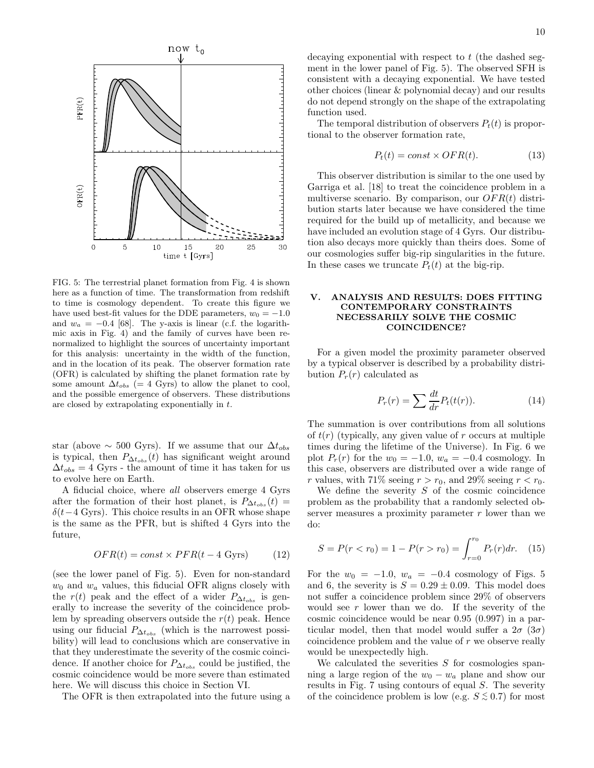FIG. 5: The terrestrial planet formation from Fig. 4 is shown here as a function of time. The transformation from redshift to time is cosmology dependent. To create this figure we have used best-fit values for the DDE parameters, $w_0 = -1.0$ and $w_a = -0.4$ [68]. The y-axis is linear (c.f. the logarithmic axis in Fig. 4) and the family of curves have been renormalized to highlight the sources of uncertainty important for this analysis: uncertainty in the width of the function, and in the location of its peak. The observer formation rate (OFR) is calculated by shifting the planet formation rate by some amount $\Delta t_{obs}$ (= 4 Gyrs) to allow the planet to cool, and the possible emergence of observers. These distributions are closed by extrapolating exponentially in $t$.

star (above $\sim 500$ Gyrs). If we assume that our $\Delta t_{obs}$ is typical, then $P_{\Delta t_{obs}}(t)$ has significant weight around $\Delta t_{obs} = 4$ Gyrs - the amount of time it has taken for us to evolve here on Earth.

A fiducial choice, where *all* observers emerge 4 Gyrs after the formation of their host planet, is $P_{\Delta t_{obs}}(t) = \delta(t - 4 \text{ Gyrs})$. This choice results in an OFR whose shape is the same as the PFR, but is shifted 4 Gyrs into the future,

$$OFR(t) = const \times PFR(t - 4 \text{ Gyrs}) \tag{12}$$

(see the lower panel of Fig. 5). Even for non-standard $w_0$ and $w_a$ values, this fiducial OFR aligns closely with the $r(t)$ peak and the effect of a wider $P_{\Delta t_{obs}}$ is generally to increase the severity of the coincidence problem by spreading observers outside the $r(t)$ peak. Hence using our fiducial $P_{\Delta t_{obs}}$ (which is the narrowest possibility) will lead to conclusions which are conservative in that they underestimate the severity of the cosmic coincidence. If another choice for $P_{\Delta t_{obs}}$ could be justified, the cosmic coincidence would be more severe than estimated here. We will discuss this choice in Section VI.

The OFR is then extrapolated into the future using a decaying exponential with respect to $t$ (the dashed segment in the lower panel of Fig. 5). The observed SFH is consistent with a decaying exponential. We have tested other choices (linear & polynomial decay) and our results do not depend strongly on the shape of the extrapolating function used.

The temporal distribution of observers $P_t(t)$ is proportional to the observer formation rate,

$$P_t(t) = const \times OFR(t). \tag{13}$$

This observer distribution is similar to the one used by Garriga et al. [18] to treat the coincidence problem in a multiverse scenario. By comparison, our $OFR(t)$ distribution starts later because we have considered the time required for the build up of metallicity, and because we have included an evolution stage of 4 Gyrs. Our distribution also decays more quickly than theirs does. Some of our cosmologies suffer big-rip singularities in the future. In these cases we truncate $P_t(t)$ at the big-rip.

## V. ANALYSIS AND RESULTS: DOES FITTING CONTEMPORARY CONSTRAINTS NECESSARILY SOLVE THE COSMIC COINCIDENCE?

For a given model the proximity parameter observed by a typical observer is described by a probability distribution $P_r(r)$ calculated as

$$P_r(r) = \sum \frac{dt}{dr} P_t(t(r)). \tag{14}$$

The summation is over contributions from all solutions of $t(r)$ (typically, any given value of $r$ occurs at multiple times during the lifetime of the Universe). In Fig. 6 we plot $P_r(r)$ for the $w_0 = -1.0$, $w_a = -0.4$ cosmology. In this case, observers are distributed over a wide range of $r$ values, with 71% seeing $r > r_0$, and 29% seeing $r < r_0$.

We define the severity $S$ of the cosmic coincidence problem as the probability that a randomly selected observer measures a proximity parameter $r$ lower than we do:

$$S = P(r < r_0) = 1 - P(r > r_0) = \int_{r=0}^{r_0} P_r(r) dr. \tag{15}$$

For the $w_0 = -1.0$, $w_a = -0.4$ cosmology of Figs. 5 and 6, the severity is $S = 0.29 \pm 0.09$. This model does not suffer a coincidence problem since 29% of observers would see $r$ lower than we do. If the severity of the cosmic coincidence would be near 0.95 (0.997) in a particular model, then that model would suffer a $2\sigma$ ($3\sigma$) coincidence problem and the value of $r$ we observe really would be unexpectedly high.

We calculated the severities $S$ for cosmologies spanning a large region of the $w_0 - w_a$ plane and show our results in Fig. 7 using contours of equal $S$. The severity of the coincidence problem is low (e.g. $S \lesssim 0.7$) for most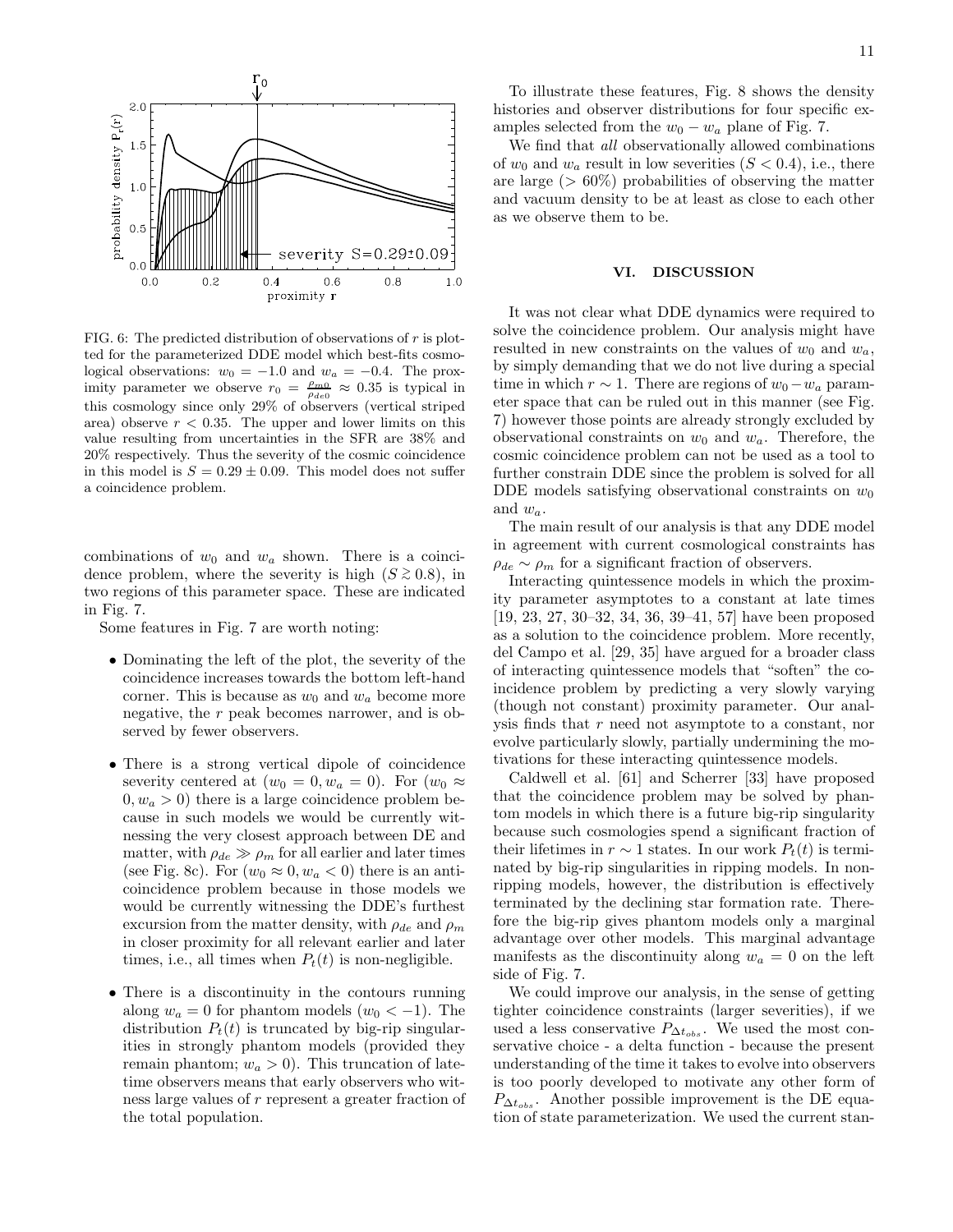FIG. 6: The predicted distribution of observations of $r$ is plotted for the parameterized DDE model which best-fits cosmological observations: $w_0 = -1.0$ and $w_a = -0.4$. The proximity parameter we observe $r_0 = \frac{\rho_{m0}}{\rho_{de0}} \approx 0.35$ is typical in this cosmology since only 29% of observers (vertical striped area) observe $r < 0.35$. The upper and lower limits on this value resulting from uncertainties in the SFR are 38% and 20% respectively. Thus the severity of the cosmic coincidence in this model is $S = 0.29 \pm 0.09$. This model does not suffer a coincidence problem.

combinations of $w_0$ and $w_a$ shown. There is a coincidence problem, where the severity is high ($S \gtrsim 0.8$), in two regions of this parameter space. These are indicated in Fig. 7.

Some features in Fig. 7 are worth noting:

- Dominating the left of the plot, the severity of the coincidence increases towards the bottom left-hand corner. This is because as $w_0$ and $w_a$ become more negative, the $r$ peak becomes narrower, and is observed by fewer observers.
- There is a strong vertical dipole of coincidence severity centered at ($w_0 = 0, w_a = 0$). For ($w_0 \approx 0, w_a > 0$) there is a large coincidence problem because in such models we would be currently witnessing the very closest approach between DE and matter, with $\rho_{de} \gg \rho_m$ for all earlier and later times (see Fig. 8c). For ($w_0 \approx 0, w_a < 0$) there is an anti-coincidence problem because in those models we would be currently witnessing the DDE's furthest excursion from the matter density, with $\rho_{de}$ and $\rho_m$ in closer proximity for all relevant earlier and later times, i.e., all times when $P_t(t)$ is non-negligible.
- There is a discontinuity in the contours running along $w_a = 0$ for phantom models ($w_0 < -1$). The distribution $P_t(t)$ is truncated by big-rip singularities in strongly phantom models (provided they remain phantom; $w_a > 0$). This truncation of late-time observers means that early observers who witness large values of $r$ represent a greater fraction of the total population.

To illustrate these features, Fig. 8 shows the density histories and observer distributions for four specific examples selected from the $w_0 - w_a$ plane of Fig. 7.

We find that *all* observationally allowed combinations of $w_0$ and $w_a$ result in low severities ($S < 0.4$), i.e., there are large ($> 60\%$) probabilities of observing the matter and vacuum density to be at least as close to each other as we observe them to be.

## VI. DISCUSSION

It was not clear what DDE dynamics were required to solve the coincidence problem. Our analysis might have resulted in new constraints on the values of $w_0$ and $w_a$, by simply demanding that we do not live during a special time in which $r \sim 1$. There are regions of $w_0 - w_a$ parameter space that can be ruled out in this manner (see Fig. 7) however those points are already strongly excluded by observational constraints on $w_0$ and $w_a$. Therefore, the cosmic coincidence problem can not be used as a tool to further constrain DDE since the problem is solved for all DDE models satisfying observational constraints on $w_0$ and $w_a$.

The main result of our analysis is that any DDE model in agreement with current cosmological constraints has $\rho_{de} \sim \rho_m$ for a significant fraction of observers.

Interacting quintessence models in which the proximity parameter asymptotes to a constant at late times [19, 23, 27, 30–32, 34, 36, 39–41, 57] have been proposed as a solution to the coincidence problem. More recently, del Campo et al. [29, 35] have argued for a broader class of interacting quintessence models that "soften" the coincidence problem by predicting a very slowly varying (though not constant) proximity parameter. Our analysis finds that $r$ need not asymptote to a constant, nor evolve particularly slowly, partially undermining the motivations for these interacting quintessence models.

Caldwell et al. [61] and Scherrer [33] have proposed that the coincidence problem may be solved by phantom models in which there is a future big-rip singularity because such cosmologies spend a significant fraction of their lifetimes in $r \sim 1$ states. In our work $P_t(t)$ is terminated by big-rip singularities in ripping models. In non-ripping models, however, the distribution is effectively terminated by the declining star formation rate. Therefore the big-rip gives phantom models only a marginal advantage over other models. This marginal advantage manifests as the discontinuity along $w_a = 0$ on the left side of Fig. 7.

We could improve our analysis, in the sense of getting tighter coincidence constraints (larger severities), if we used a less conservative $P_{\Delta t_{obs}}$. We used the most conservative choice - a delta function - because the present understanding of the time it takes to evolve into observers is too poorly developed to motivate any other form of $P_{\Delta t_{obs}}$. Another possible improvement is the DE equation of state parameterization. We used the current stan-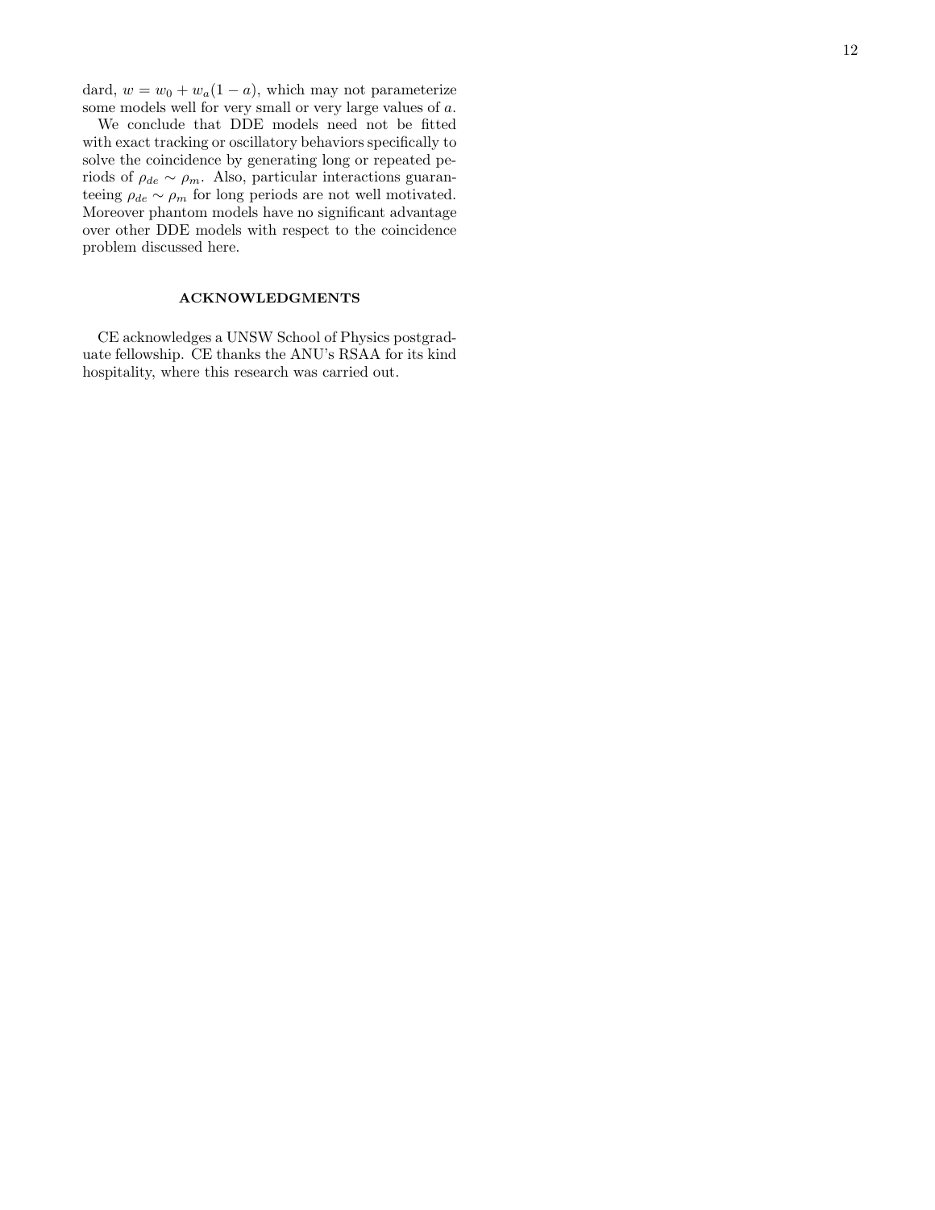dard, $w = w_0 + w_a(1 - a)$, which may not parameterize some models well for very small or very large values of $a$.

We conclude that DDE models need not be fitted with exact tracking or oscillatory behaviors specifically to solve the coincidence by generating long or repeated periods of $\rho_{de} \sim \rho_m$. Also, particular interactions guaranteeing $\rho_{de} \sim \rho_m$ for long periods are not well motivated. Moreover phantom models have no significant advantage over other DDE models with respect to the coincidence problem discussed here.

## ACKNOWLEDGMENTS

CE acknowledges a UNSW School of Physics postgraduate fellowship. CE thanks the ANU's RSAA for its kind hospitality, where this research was carried out.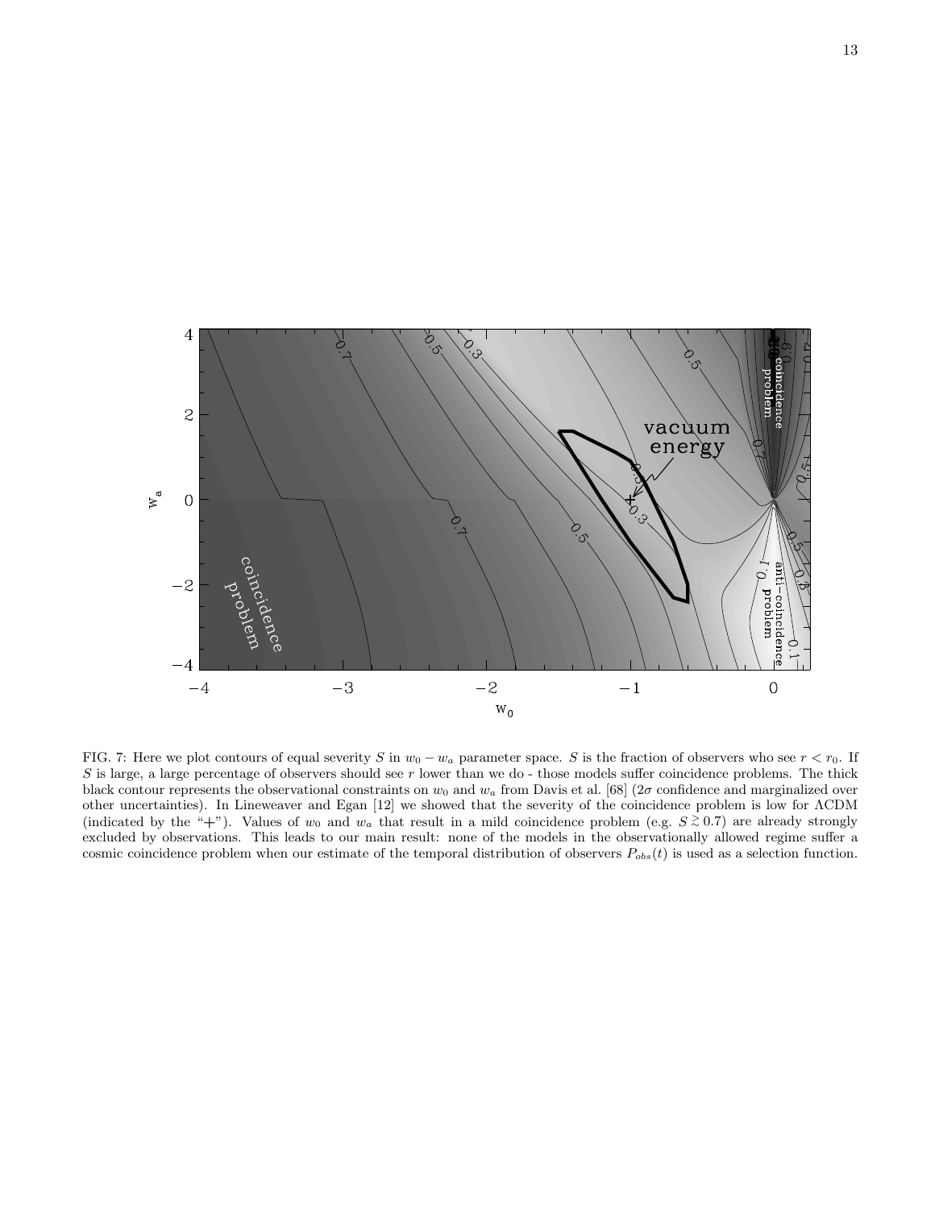FIG. 7: Here we plot contours of equal severity $S$ in $w_0 - w_a$ parameter space. $S$ is the fraction of observers who see $r < r_0$. If $S$ is large, a large percentage of observers should see $r$ lower than we do - those models suffer coincidence problems. The thick black contour represents the observational constraints on $w_0$ and $w_a$ from Davis et al. [68] ($2\sigma$ confidence and marginalized over other uncertainties). In Lineweaver and Egan [12] we showed that the severity of the coincidence problem is low for ΛCDM (indicated by the "+"). Values of $w_0$ and $w_a$ that result in a mild coincidence problem (e.g. $S \gtrsim 0.7$) are already strongly excluded by observations. This leads to our main result: none of the models in the observationally allowed regime suffer a cosmic coincidence problem when our estimate of the temporal distribution of observers $P_{obs}(t)$ is used as a selection function.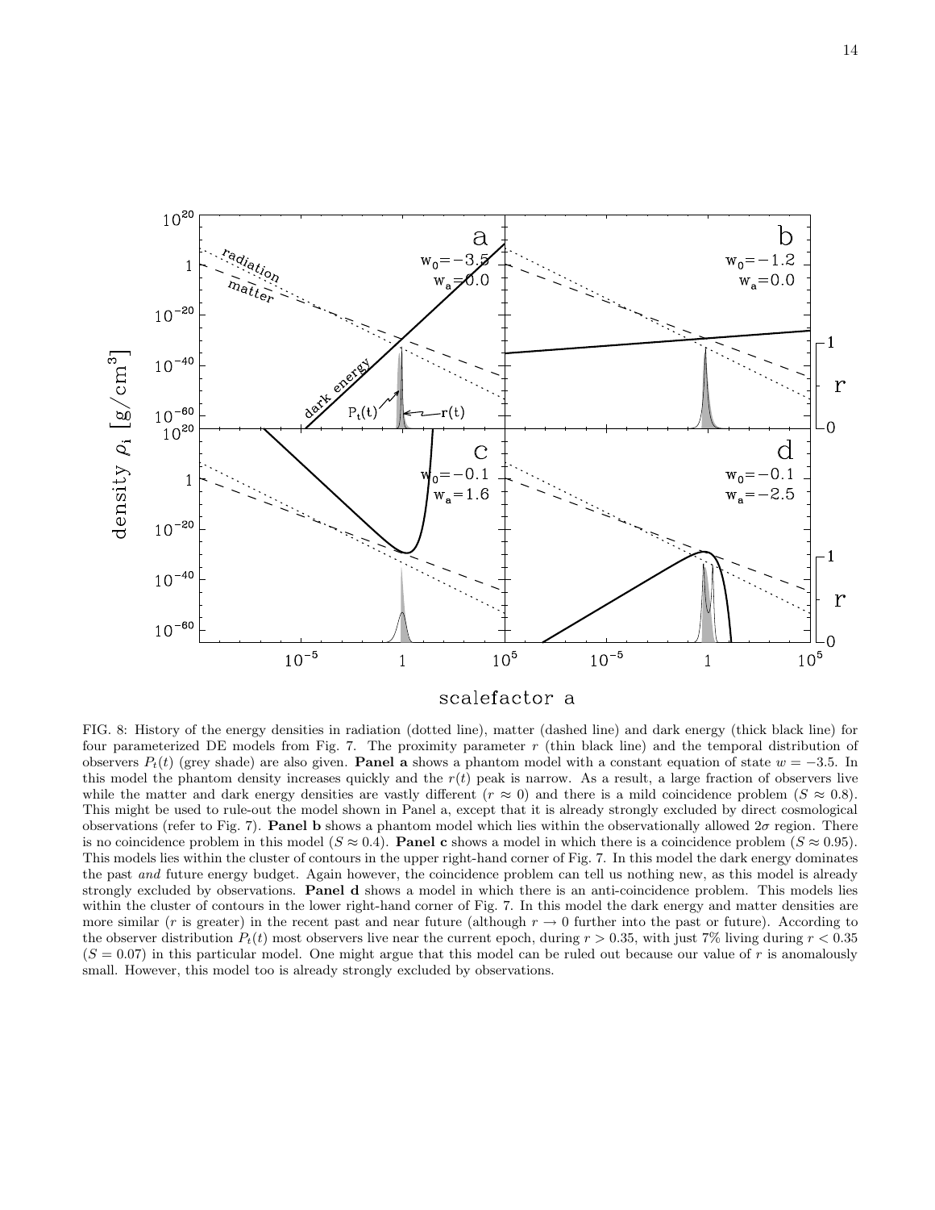FIG. 8: History of the energy densities in radiation (dotted line), matter (dashed line) and dark energy (thick black line) for four parameterized DE models from Fig. 7. The proximity parameter $r$ (thin black line) and the temporal distribution of observers $P_t(t)$ (grey shade) are also given. **Panel a** shows a phantom model with a constant equation of state $w = -3.5$. In this model the phantom density increases quickly and the $r(t)$ peak is narrow. As a result, a large fraction of observers live while the matter and dark energy densities are vastly different ($r \approx 0$) and there is a mild coincidence problem ($S \approx 0.8$). This might be used to rule-out the model shown in Panel a, except that it is already strongly excluded by direct cosmological observations (refer to Fig. 7). **Panel b** shows a phantom model which lies within the observationally allowed $2\sigma$ region. There is no coincidence problem in this model ($S \approx 0.4$). **Panel c** shows a model in which there is a coincidence problem ($S \approx 0.95$). This models lies within the cluster of contours in the upper right-hand corner of Fig. 7. In this model the dark energy dominates the past *and* future energy budget. Again however, the coincidence problem can tell us nothing new, as this model is already strongly excluded by observations. **Panel d** shows a model in which there is an anti-coincidence problem. This models lies within the cluster of contours in the lower right-hand corner of Fig. 7. In this model the dark energy and matter densities are more similar ($r$ is greater) in the recent past and near future (although $r \to 0$ further into the past or future). According to the observer distribution $P_t(t)$ most observers live near the current epoch, during $r > 0.35$, with just 7% living during $r < 0.35$ ($S = 0.07$) in this particular model. One might argue that this model can be ruled out because our value of $r$ is anomalously small. However, this model too is already strongly excluded by observations.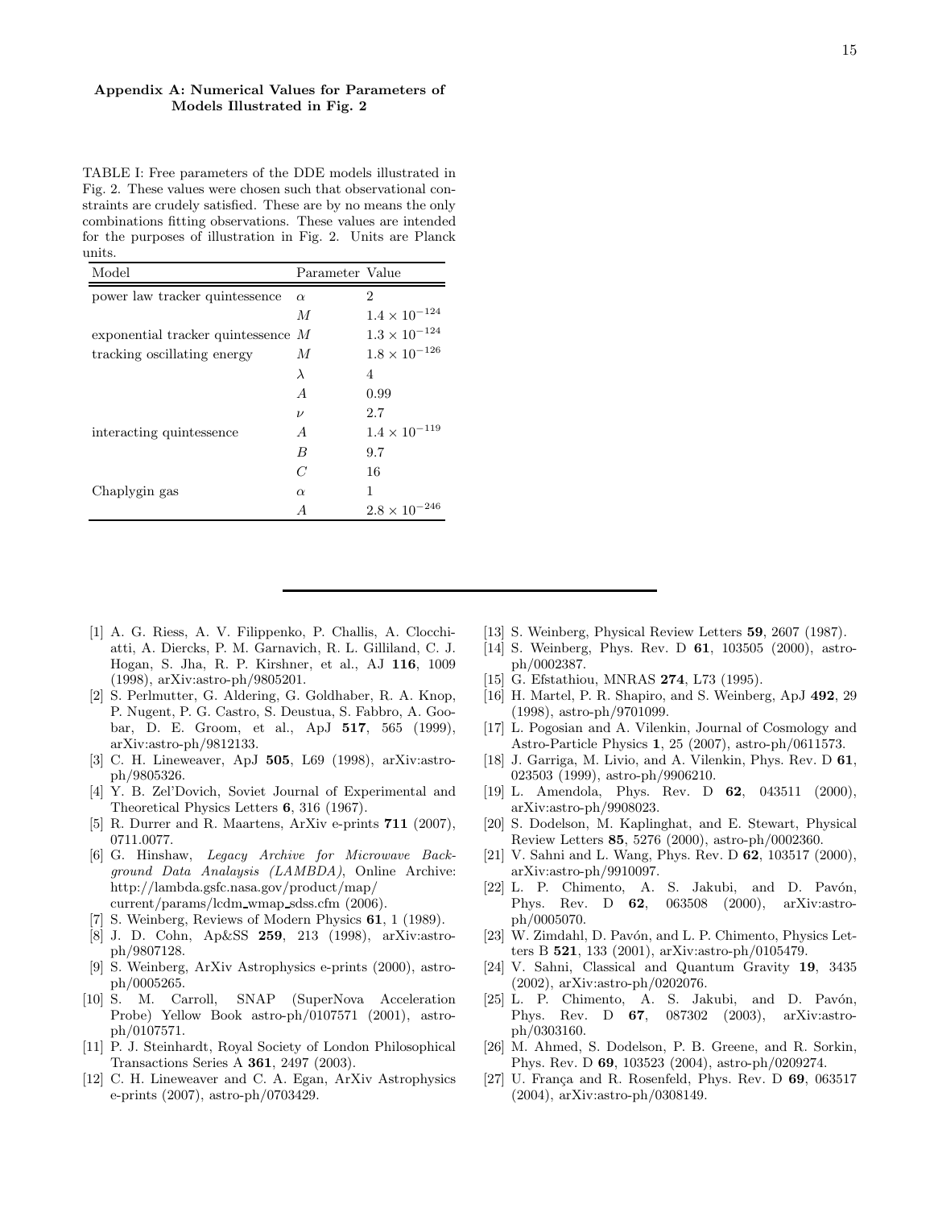## Appendix A: Numerical Values for Parameters of Models Illustrated in Fig. 2

TABLE I: Free parameters of the DDE models illustrated in Fig. 2. These values were chosen such that observational constraints are crudely satisfied. These are by no means the only combinations fitting observations. These values are intended for the purposes of illustration in Fig. 2. Units are Planck units.

| Model | Parameter | Value |
|---|---|---|
| power law tracker quintessence | $\alpha$ | 2 |
| | $M$ | $1.4 \times 10^{-124}$ |
| exponential tracker quintessence | $M$ | $1.3 \times 10^{-124}$ |
| tracking oscillating energy | $M$ | $1.8 \times 10^{-126}$ |
| | $\lambda$ | 4 |
| | $A$ | 0.99 |
| | $\nu$ | 2.7 |
| interacting quintessence | $A$ | $1.4 \times 10^{-119}$ |
| | $B$ | 9.7 |
| | $C$ | 16 |
| Chaplygin gas | $\alpha$ | 1 |
| | $A$ | $2.8 \times 10^{-246}$ |

---

[1] A. G. Riess, A. V. Filippenko, P. Challis, A. Clocchiatti, A. Diercks, P. M. Garnavich, R. L. Gilliland, C. J. Hogan, S. Jha, R. P. Kirshner, et al., AJ **116**, 1009 (1998), arXiv:astro-ph/9805201.

[2] S. Perlmutter, G. Aldering, G. Goldhaber, R. A. Knop, P. Nugent, P. G. Castro, S. Deustua, S. Fabbro, A. Goobar, D. E. Groom, et al., ApJ **517**, 565 (1999), arXiv:astro-ph/9812133.

[3] C. H. Lineweaver, ApJ **505**, L69 (1998), arXiv:astro-ph/9805326.

[4] Y. B. Zel'Dovich, Soviet Journal of Experimental and Theoretical Physics Letters **6**, 316 (1967).

[5] R. Durrer and R. Maartens, ArXiv e-prints **711** (2007), 0711.0077.

[6] G. Hinshaw, *Legacy Archive for Microwave Background Data Analaysis (LAMBDA)*, Online Archive: http://lambda.gsfc.nasa.gov/product/map/current/params/lcdm_wmap_sdss.cfm (2006).

[7] S. Weinberg, Reviews of Modern Physics **61**, 1 (1989).

[8] J. D. Cohn, Ap&SS **259**, 213 (1998), arXiv:astro-ph/9807128.

[9] S. Weinberg, ArXiv Astrophysics e-prints (2000), astro-ph/0005265.

[10] S. M. Carroll, SNAP (SuperNova Acceleration Probe) Yellow Book astro-ph/0107571 (2001), astro-ph/0107571.

[11] P. J. Steinhardt, Royal Society of London Philosophical Transactions Series A **361**, 2497 (2003).

[12] C. H. Lineweaver and C. A. Egan, ArXiv Astrophysics e-prints (2007), astro-ph/0703429.

[13] S. Weinberg, Physical Review Letters **59**, 2607 (1987).

[14] S. Weinberg, Phys. Rev. D **61**, 103505 (2000), astro-ph/0002387.

[15] G. Efstathiou, MNRAS **274**, L73 (1995).

[16] H. Martel, P. R. Shapiro, and S. Weinberg, ApJ **492**, 29 (1998), astro-ph/9701099.

[17] L. Pogosian and A. Vilenkin, Journal of Cosmology and Astro-Particle Physics **1**, 25 (2007), astro-ph/0611573.

[18] J. Garriga, M. Livio, and A. Vilenkin, Phys. Rev. D **61**, 023503 (1999), astro-ph/9906210.

[19] L. Amendola, Phys. Rev. D **62**, 043511 (2000), arXiv:astro-ph/9908023.

[20] S. Dodelson, M. Kaplinghat, and E. Stewart, Physical Review Letters **85**, 5276 (2000), astro-ph/0002360.

[21] V. Sahni and L. Wang, Phys. Rev. D **62**, 103517 (2000), arXiv:astro-ph/9910097.

[22] L. P. Chimento, A. S. Jakubi, and D. Pavón, Phys. Rev. D **62**, 063508 (2000), arXiv:astro-ph/0005070.

[23] W. Zimdahl, D. Pavón, and L. P. Chimento, Physics Letters B **521**, 133 (2001), arXiv:astro-ph/0105479.

[24] V. Sahni, Classical and Quantum Gravity **19**, 3435 (2002), arXiv:astro-ph/0202076.

[25] L. P. Chimento, A. S. Jakubi, and D. Pavón, Phys. Rev. D **67**, 087302 (2003), arXiv:astro-ph/0303160.

[26] M. Ahmed, S. Dodelson, P. B. Greene, and R. Sorkin, Phys. Rev. D **69**, 103523 (2004), astro-ph/0209274.

[27] U. França and R. Rosenfeld, Phys. Rev. D **69**, 063517 (2004), arXiv:astro-ph/0308149.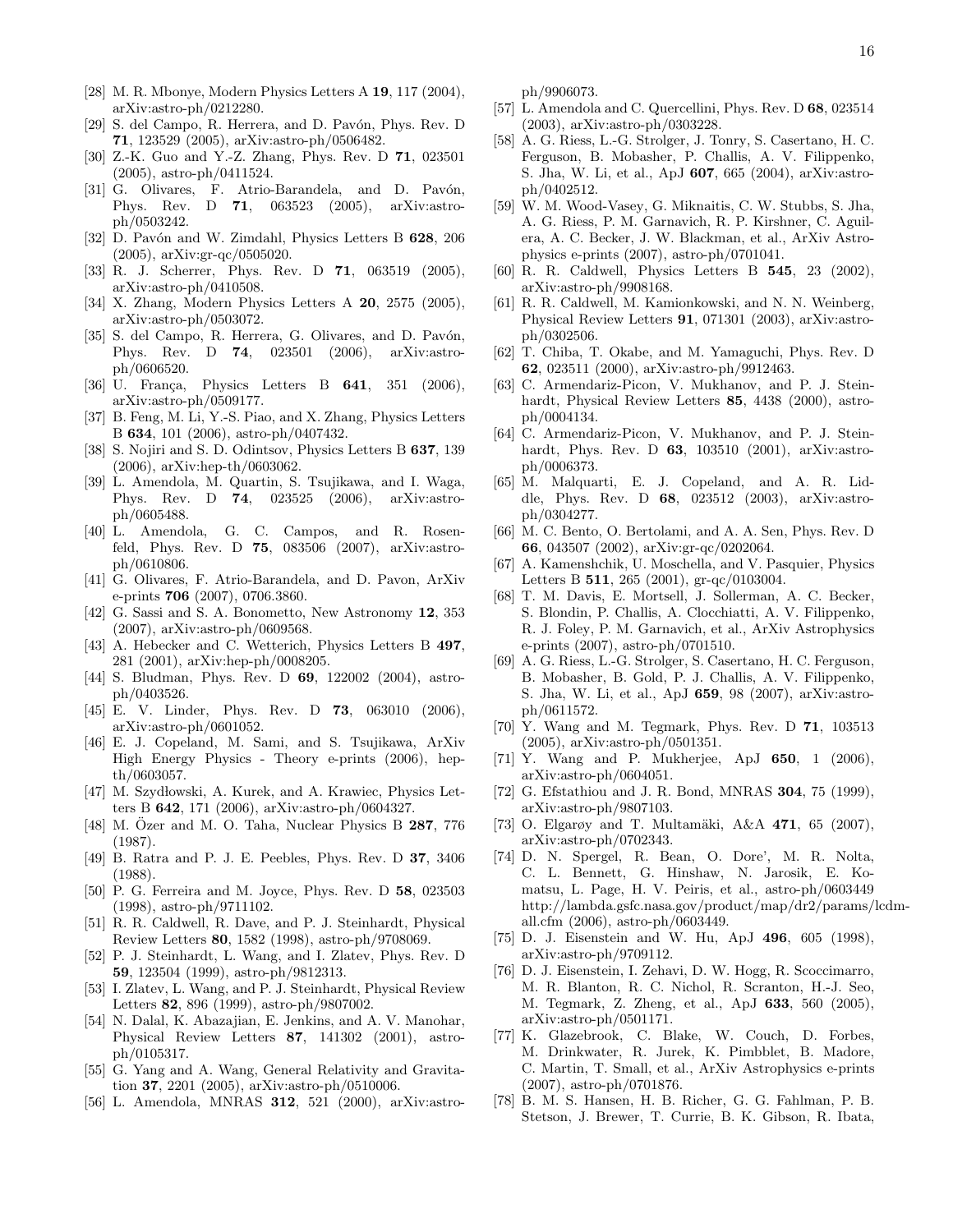[28] M. R. Mbonye, Modern Physics Letters A **19**, 117 (2004), arXiv:astro-ph/0212280.

[29] S. del Campo, R. Herrera, and D. Pavón, Phys. Rev. D **71**, 123529 (2005), arXiv:astro-ph/0506482.

[30] Z.-K. Guo and Y.-Z. Zhang, Phys. Rev. D **71**, 023501 (2005), astro-ph/0411524.

[31] G. Olivares, F. Atrio-Barandela, and D. Pavón, Phys. Rev. D **71**, 063523 (2005), arXiv:astro-ph/0503242.

[32] D. Pavón and W. Zimdahl, Physics Letters B **628**, 206 (2005), arXiv:gr-qc/0505020.

[33] R. J. Scherrer, Phys. Rev. D **71**, 063519 (2005), arXiv:astro-ph/0410508.

[34] X. Zhang, Modern Physics Letters A **20**, 2575 (2005), arXiv:astro-ph/0503072.

[35] S. del Campo, R. Herrera, G. Olivares, and D. Pavón, Phys. Rev. D **74**, 023501 (2006), arXiv:astro-ph/0606520.

[36] U. França, Physics Letters B **641**, 351 (2006), arXiv:astro-ph/0509177.

[37] B. Feng, M. Li, Y.-S. Piao, and X. Zhang, Physics Letters B **634**, 101 (2006), astro-ph/0407432.

[38] S. Nojiri and S. D. Odintsov, Physics Letters B **637**, 139 (2006), arXiv:hep-th/0603062.

[39] L. Amendola, M. Quartin, S. Tsujikawa, and I. Waga, Phys. Rev. D **74**, 023525 (2006), arXiv:astro-ph/0605488.

[40] L. Amendola, G. C. Campos, and R. Rosenfeld, Phys. Rev. D **75**, 083506 (2007), arXiv:astro-ph/0610806.

[41] G. Olivares, F. Atrio-Barandela, and D. Pavon, ArXiv e-prints **706** (2007), 0706.3860.

[42] G. Sassi and S. A. Bonometto, New Astronomy **12**, 353 (2007), arXiv:astro-ph/0609568.

[43] A. Hebecker and C. Wetterich, Physics Letters B **497**, 281 (2001), arXiv:hep-ph/0008205.

[44] S. Bludman, Phys. Rev. D **69**, 122002 (2004), astro-ph/0403526.

[45] E. V. Linder, Phys. Rev. D **73**, 063010 (2006), arXiv:astro-ph/0601052.

[46] E. J. Copeland, M. Sami, and S. Tsujikawa, ArXiv High Energy Physics - Theory e-prints (2006), hep-th/0603057.

[47] M. Szydłowski, A. Kurek, and A. Krawiec, Physics Letters B **642**, 171 (2006), arXiv:astro-ph/0604327.

[48] M. Özer and M. O. Taha, Nuclear Physics B **287**, 776 (1987).

[49] B. Ratra and P. J. E. Peebles, Phys. Rev. D **37**, 3406 (1988).

[50] P. G. Ferreira and M. Joyce, Phys. Rev. D **58**, 023503 (1998), astro-ph/9711102.

[51] R. R. Caldwell, R. Dave, and P. J. Steinhardt, Physical Review Letters **80**, 1582 (1998), astro-ph/9708069.

[52] P. J. Steinhardt, L. Wang, and I. Zlatev, Phys. Rev. D **59**, 123504 (1999), astro-ph/9812313.

[53] I. Zlatev, L. Wang, and P. J. Steinhardt, Physical Review Letters **82**, 896 (1999), astro-ph/9807002.

[54] N. Dalal, K. Abazajian, E. Jenkins, and A. V. Manohar, Physical Review Letters **87**, 141302 (2001), astro-ph/0105317.

[55] G. Yang and A. Wang, General Relativity and Gravitation **37**, 2201 (2005), arXiv:astro-ph/0510006.

[56] L. Amendola, MNRAS **312**, 521 (2000), arXiv:astro-ph/9906073.

[57] L. Amendola and C. Quercellini, Phys. Rev. D **68**, 023514 (2003), arXiv:astro-ph/0303228.

[58] A. G. Riess, L.-G. Strolger, J. Tonry, S. Casertano, H. C. Ferguson, B. Mobasher, P. Challis, A. V. Filippenko, S. Jha, W. Li, et al., ApJ **607**, 665 (2004), arXiv:astro-ph/0402512.

[59] W. M. Wood-Vasey, G. Miknaitis, C. W. Stubbs, S. Jha, A. G. Riess, P. M. Garnavich, R. P. Kirshner, C. Aguilera, A. C. Becker, J. W. Blackman, et al., ArXiv Astrophysics e-prints (2007), astro-ph/0701041.

[60] R. R. Caldwell, Physics Letters B **545**, 23 (2002), arXiv:astro-ph/9908168.

[61] R. R. Caldwell, M. Kamionkowski, and N. N. Weinberg, Physical Review Letters **91**, 071301 (2003), arXiv:astro-ph/0302506.

[62] T. Chiba, T. Okabe, and M. Yamaguchi, Phys. Rev. D **62**, 023511 (2000), arXiv:astro-ph/9912463.

[63] C. Armendariz-Picon, V. Mukhanov, and P. J. Steinhardt, Physical Review Letters **85**, 4438 (2000), astro-ph/0004134.

[64] C. Armendariz-Picon, V. Mukhanov, and P. J. Steinhardt, Phys. Rev. D **63**, 103510 (2001), arXiv:astro-ph/0006373.

[65] M. Malquarti, E. J. Copeland, and A. R. Liddle, Phys. Rev. D **68**, 023512 (2003), arXiv:astro-ph/0304277.

[66] M. C. Bento, O. Bertolami, and A. A. Sen, Phys. Rev. D **66**, 043507 (2002), arXiv:gr-qc/0202064.

[67] A. Kamenshchik, U. Moschella, and V. Pasquier, Physics Letters B **511**, 265 (2001), gr-qc/0103004.

[68] T. M. Davis, E. Mortsell, J. Sollerman, A. C. Becker, S. Blondin, P. Challis, A. Clocchiatti, A. V. Filippenko, R. J. Foley, P. M. Garnavich, et al., ArXiv Astrophysics e-prints (2007), astro-ph/0701510.

[69] A. G. Riess, L.-G. Strolger, S. Casertano, H. C. Ferguson, B. Mobasher, B. Gold, P. J. Challis, A. V. Filippenko, S. Jha, W. Li, et al., ApJ **659**, 98 (2007), arXiv:astro-ph/0611572.

[70] Y. Wang and M. Tegmark, Phys. Rev. D **71**, 103513 (2005), arXiv:astro-ph/0501351.

[71] Y. Wang and P. Mukherjee, ApJ **650**, 1 (2006), arXiv:astro-ph/0604051.

[72] G. Efstathiou and J. R. Bond, MNRAS **304**, 75 (1999), arXiv:astro-ph/9807103.

[73] O. Elgarøy and T. Multamäki, A&A **471**, 65 (2007), arXiv:astro-ph/0702343.

[74] D. N. Spergel, R. Bean, O. Dore', M. R. Nolta, C. L. Bennett, G. Hinshaw, N. Jarosik, E. Komatsu, L. Page, H. V. Peiris, et al., astro-ph/0603449 http://lambda.gsfc.nasa.gov/product/map/dr2/params/lcdm-all.cfm (2006), astro-ph/0603449.

[75] D. J. Eisenstein and W. Hu, ApJ **496**, 605 (1998), arXiv:astro-ph/9709112.

[76] D. J. Eisenstein, I. Zehavi, D. W. Hogg, R. Scoccimarro, M. R. Blanton, R. C. Nichol, R. Scranton, H.-J. Seo, M. Tegmark, Z. Zheng, et al., ApJ **633**, 560 (2005), arXiv:astro-ph/0501171.

[77] K. Glazebrook, C. Blake, W. Couch, D. Forbes, M. Drinkwater, R. Jurek, K. Pimbblet, B. Madore, C. Martin, T. Small, et al., ArXiv Astrophysics e-prints (2007), astro-ph/0701876.

[78] B. M. S. Hansen, H. B. Richer, G. G. Fahlman, P. B. Stetson, J. Brewer, T. Currie, B. K. Gibson, R. Ibata,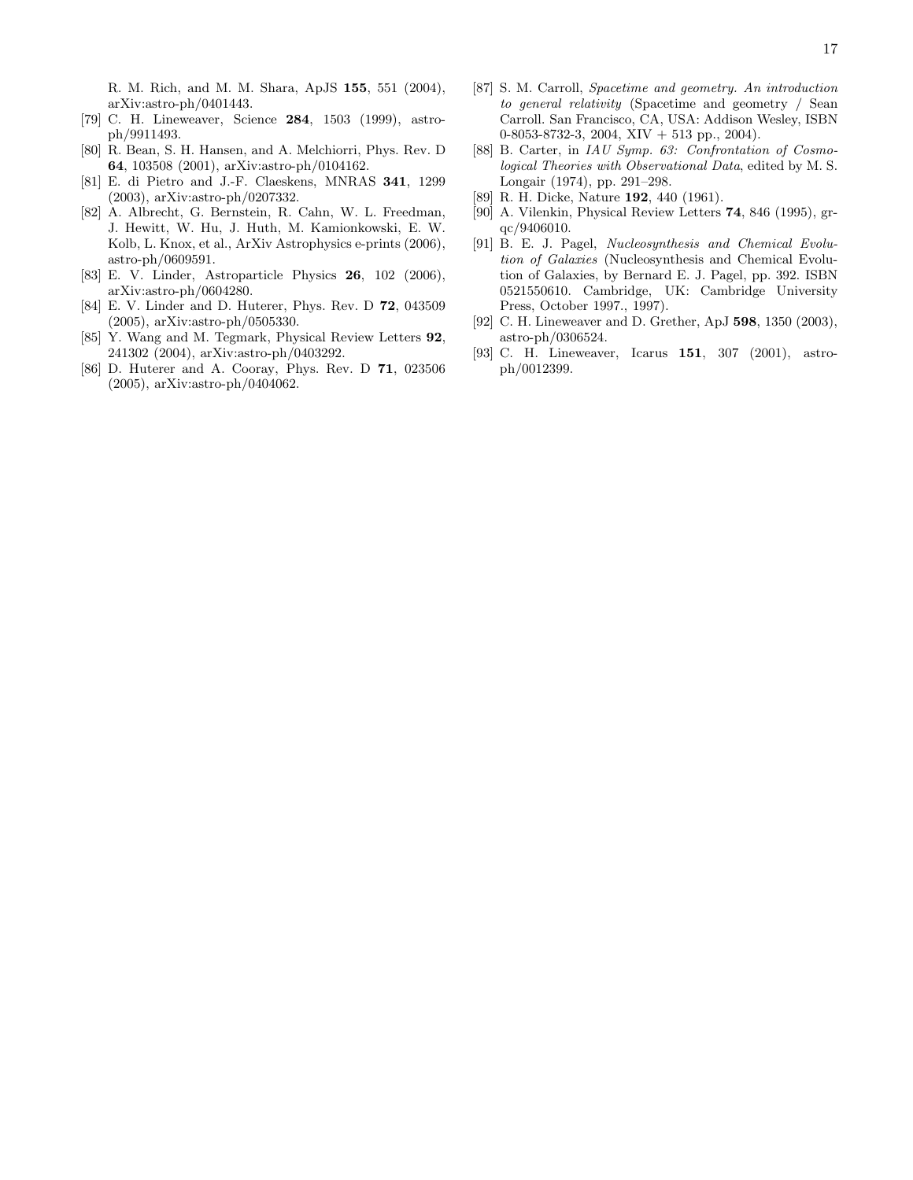R. M. Rich, and M. M. Shara, ApJS **155**, 551 (2004), arXiv:astro-ph/0401443.

[79] C. H. Lineweaver, Science **284**, 1503 (1999), astro-ph/9911493.

[80] R. Bean, S. H. Hansen, and A. Melchiorri, Phys. Rev. D **64**, 103508 (2001), arXiv:astro-ph/0104162.

[81] E. di Pietro and J.-F. Claeskens, MNRAS **341**, 1299 (2003), arXiv:astro-ph/0207332.

[82] A. Albrecht, G. Bernstein, R. Cahn, W. L. Freedman, J. Hewitt, W. Hu, J. Huth, M. Kamionkowski, E. W. Kolb, L. Knox, et al., ArXiv Astrophysics e-prints (2006), astro-ph/0609591.

[83] E. V. Linder, Astroparticle Physics **26**, 102 (2006), arXiv:astro-ph/0604280.

[84] E. V. Linder and D. Huterer, Phys. Rev. D **72**, 043509 (2005), arXiv:astro-ph/0505330.

[85] Y. Wang and M. Tegmark, Physical Review Letters **92**, 241302 (2004), arXiv:astro-ph/0403292.

[86] D. Huterer and A. Cooray, Phys. Rev. D **71**, 023506 (2005), arXiv:astro-ph/0404062.

[87] S. M. Carroll, *Spacetime and geometry. An introduction to general relativity* (Spacetime and geometry / Sean Carroll. San Francisco, CA, USA: Addison Wesley, ISBN 0-8053-8732-3, 2004, XIV + 513 pp., 2004).

[88] B. Carter, in *IAU Symp. 63: Confrontation of Cosmological Theories with Observational Data*, edited by M. S. Longair (1974), pp. 291–298.

[89] R. H. Dicke, Nature **192**, 440 (1961).

[90] A. Vilenkin, Physical Review Letters **74**, 846 (1995), gr-qc/9406010.

[91] B. E. J. Pagel, *Nucleosynthesis and Chemical Evolution of Galaxies* (Nucleosynthesis and Chemical Evolution of Galaxies, by Bernard E. J. Pagel, pp. 392. ISBN 0521550610. Cambridge, UK: Cambridge University Press, October 1997., 1997).

[92] C. H. Lineweaver and D. Grether, ApJ **598**, 1350 (2003), astro-ph/0306524.

[93] C. H. Lineweaver, Icarus **151**, 307 (2001), astro-ph/0012399.